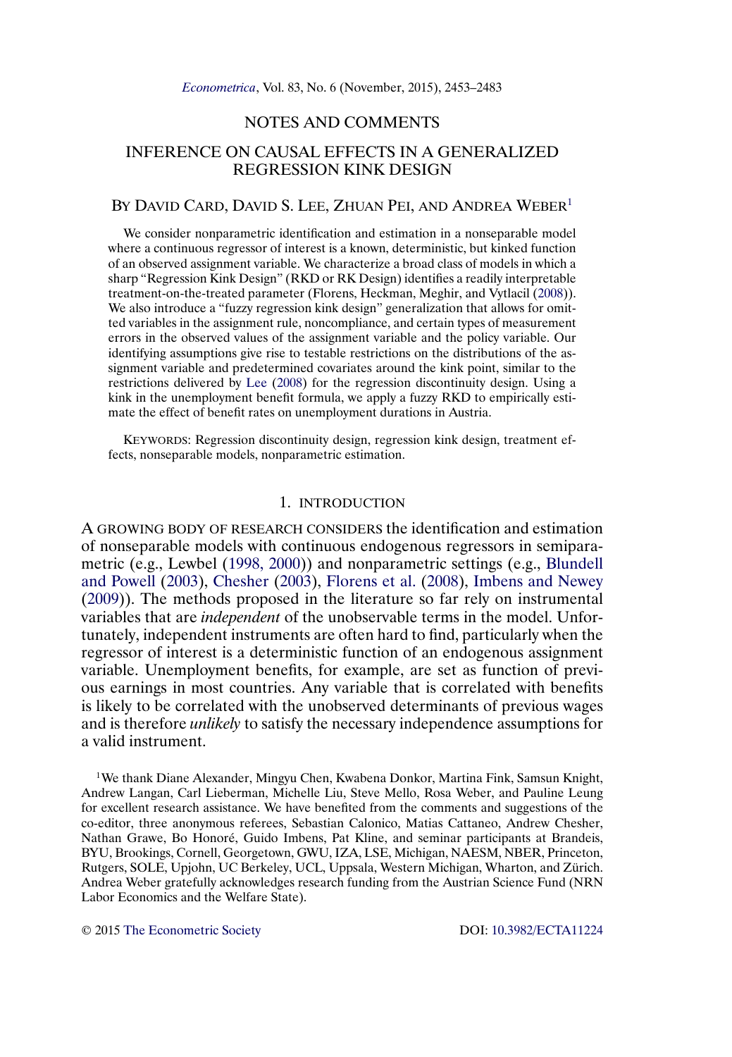NOTES AND COMMENTS

# INFERENCE ON CAUSAL EFFECTS IN A GENERALIZED REGRESSION KINK DESIGN

BY DAVID CARD, DAVID S. LEE, ZHUAN PEI, AND ANDREA WEBER[1]

We consider nonparametric identification and estimation in a nonseparable model where a continuous regressor of interest is a known, deterministic, but kinked function of an observed assignment variable. We characterize a broad class of models in which a sharp "Regression Kink Design" (RKD or RK Design) identifies a readily interpretable treatment-on-the-treated parameter (Florens, Heckman, Meghir, and Vytlacil (2008)). We also introduce a "fuzzy regression kink design" generalization that allows for omitted variables in the assignment rule, noncompliance, and certain types of measurement errors in the observed values of the assignment variable and the policy variable. Our identifying assumptions give rise to testable restrictions on the distributions of the assignment variable and predetermined covariates around the kink point, similar to the restrictions delivered by Lee (2008) for the regression discontinuity design. Using a kink in the unemployment benefit formula, we apply a fuzzy RKD to empirically estimate the effect of benefit rates on unemployment durations in Austria.

KEYWORDS: Regression discontinuity design, regression kink design, treatment effects, nonseparable models, nonparametric estimation.

## 1. INTRODUCTION

A GROWING BODY OF RESEARCH CONSIDERS the identification and estimation of nonseparable models with continuous endogenous regressors in semiparametric (e.g., Lewbel (1998, 2000)) and nonparametric settings (e.g., Blundell and Powell (2003), Chesher (2003), Florens et al. (2008), Imbens and Newey (2009)). The methods proposed in the literature so far rely on instrumental variables that are *independent* of the unobservable terms in the model. Unfortunately, independent instruments are often hard to find, particularly when the regressor of interest is a deterministic function of an endogenous assignment variable. Unemployment benefits, for example, are set as function of previous earnings in most countries. Any variable that is correlated with benefits is likely to be correlated with the unobserved determinants of previous wages and is therefore *unlikely* to satisfy the necessary independence assumptions for a valid instrument.

[1]We thank Diane Alexander, Mingyu Chen, Kwabena Donkor, Martina Fink, Samsun Knight, Andrew Langan, Carl Lieberman, Michelle Liu, Steve Mello, Rosa Weber, and Pauline Leung for excellent research assistance. We have benefited from the comments and suggestions of the co-editor, three anonymous referees, Sebastian Calonico, Matias Cattaneo, Andrew Chesher, Nathan Grawe, Bo Honoré, Guido Imbens, Pat Kline, and seminar participants at Brandeis, BYU, Brookings, Cornell, Georgetown, GWU, IZA, LSE, Michigan, NAESM, NBER, Princeton, Rutgers, SOLE, Upjohn, UC Berkeley, UCL, Uppsala, Western Michigan, Wharton, and Zürich. Andrea Weber gratefully acknowledges research funding from the Austrian Science Fund (NRN Labor Economics and the Welfare State).

© 2015 The Econometric Society DOI: 10.3982/ECTA11224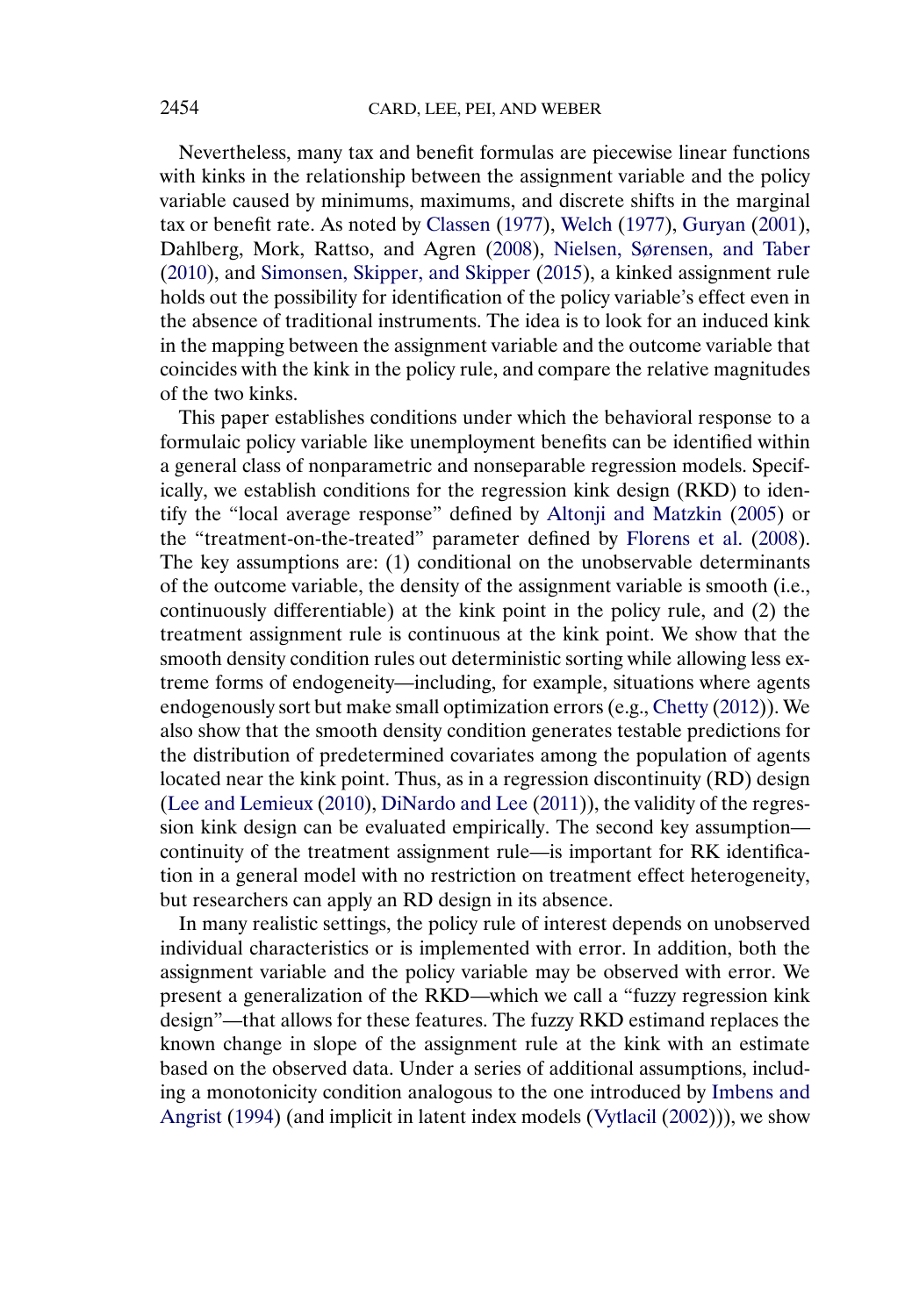Nevertheless, many tax and benefit formulas are piecewise linear functions with kinks in the relationship between the assignment variable and the policy variable caused by minimums, maximums, and discrete shifts in the marginal tax or benefit rate. As noted by Classen (1977), Welch (1977), Guryan (2001), Dahlberg, Mork, Rattso, and Agren (2008), Nielsen, Sørensen, and Taber (2010), and Simonsen, Skipper, and Skipper (2015), a kinked assignment rule holds out the possibility for identification of the policy variable's effect even in the absence of traditional instruments. The idea is to look for an induced kink in the mapping between the assignment variable and the outcome variable that coincides with the kink in the policy rule, and compare the relative magnitudes of the two kinks.

This paper establishes conditions under which the behavioral response to a formulaic policy variable like unemployment benefits can be identified within a general class of nonparametric and nonseparable regression models. Specifically, we establish conditions for the regression kink design (RKD) to identify the "local average response" defined by Altonji and Matzkin (2005) or the "treatment-on-the-treated" parameter defined by Florens et al. (2008). The key assumptions are: (1) conditional on the unobservable determinants of the outcome variable, the density of the assignment variable is smooth (i.e., continuously differentiable) at the kink point in the policy rule, and (2) the treatment assignment rule is continuous at the kink point. We show that the smooth density condition rules out deterministic sorting while allowing less extreme forms of endogeneity—including, for example, situations where agents endogenously sort but make small optimization errors (e.g., Chetty (2012)). We also show that the smooth density condition generates testable predictions for the distribution of predetermined covariates among the population of agents located near the kink point. Thus, as in a regression discontinuity (RD) design (Lee and Lemieux (2010), DiNardo and Lee (2011)), the validity of the regression kink design can be evaluated empirically. The second key assumption—continuity of the treatment assignment rule—is important for RK identification in a general model with no restriction on treatment effect heterogeneity, but researchers can apply an RD design in its absence.

In many realistic settings, the policy rule of interest depends on unobserved individual characteristics or is implemented with error. In addition, both the assignment variable and the policy variable may be observed with error. We present a generalization of the RKD—which we call a "fuzzy regression kink design"—that allows for these features. The fuzzy RKD estimand replaces the known change in slope of the assignment rule at the kink with an estimate based on the observed data. Under a series of additional assumptions, including a monotonicity condition analogous to the one introduced by Imbens and Angrist (1994) (and implicit in latent index models (Vytlacil (2002))), we show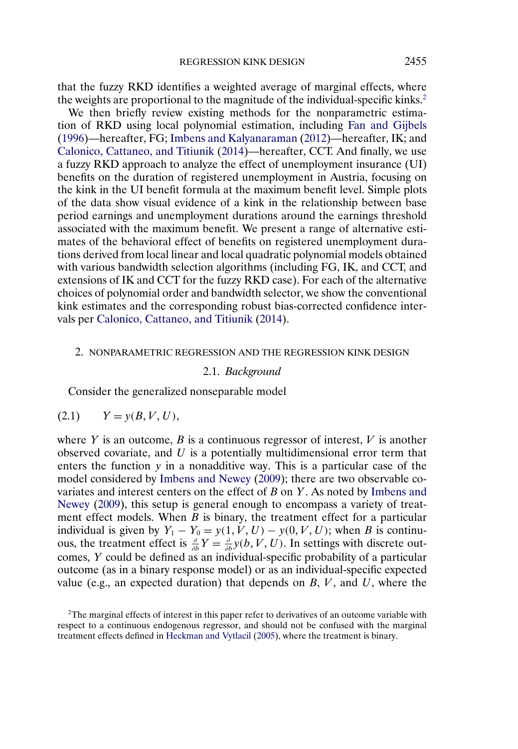that the fuzzy RKD identifies a weighted average of marginal effects, where the weights are proportional to the magnitude of the individual-specific kinks.[2]

We then briefly review existing methods for the nonparametric estimation of RKD using local polynomial estimation, including Fan and Gijbels (1996)—hereafter, FG; Imbens and Kalyanaraman (2012)—hereafter, IK; and Calonico, Cattaneo, and Titiunik (2014)—hereafter, CCT. And finally, we use a fuzzy RKD approach to analyze the effect of unemployment insurance (UI) benefits on the duration of registered unemployment in Austria, focusing on the kink in the UI benefit formula at the maximum benefit level. Simple plots of the data show visual evidence of a kink in the relationship between base period earnings and unemployment durations around the earnings threshold associated with the maximum benefit. We present a range of alternative estimates of the behavioral effect of benefits on registered unemployment durations derived from local linear and local quadratic polynomial models obtained with various bandwidth selection algorithms (including FG, IK, and CCT, and extensions of IK and CCT for the fuzzy RKD case). For each of the alternative choices of polynomial order and bandwidth selector, we show the conventional kink estimates and the corresponding robust bias-corrected confidence intervals per Calonico, Cattaneo, and Titiunik (2014).

## 2. NONPARAMETRIC REGRESSION AND THE REGRESSION KINK DESIGN

### 2.1. *Background*

Consider the generalized nonseparable model

$$Y = y(B, V, U), \tag{2.1}$$

where $Y$ is an outcome, $B$ is a continuous regressor of interest, $V$ is another observed covariate, and $U$ is a potentially multidimensional error term that enters the function $y$ in a nonadditive way. This is a particular case of the model considered by Imbens and Newey (2009); there are two observable covariates and interest centers on the effect of $B$ on $Y$. As noted by Imbens and Newey (2009), this setup is general enough to encompass a variety of treatment effect models. When $B$ is binary, the treatment effect for a particular individual is given by $Y_1 - Y_0 = y(1, V, U) - y(0, V, U)$; when $B$ is continuous, the treatment effect is $\frac{\partial}{\partial b} Y = \frac{\partial}{\partial b} y(b, V, U)$. In settings with discrete outcomes, $Y$ could be defined as an individual-specific probability of a particular outcome (as in a binary response model) or as an individual-specific expected value (e.g., an expected duration) that depends on $B$, $V$, and $U$, where the

[2]The marginal effects of interest in this paper refer to derivatives of an outcome variable with respect to a continuous endogenous regressor, and should not be confused with the marginal treatment effects defined in Heckman and Vytlacil (2005), where the treatment is binary.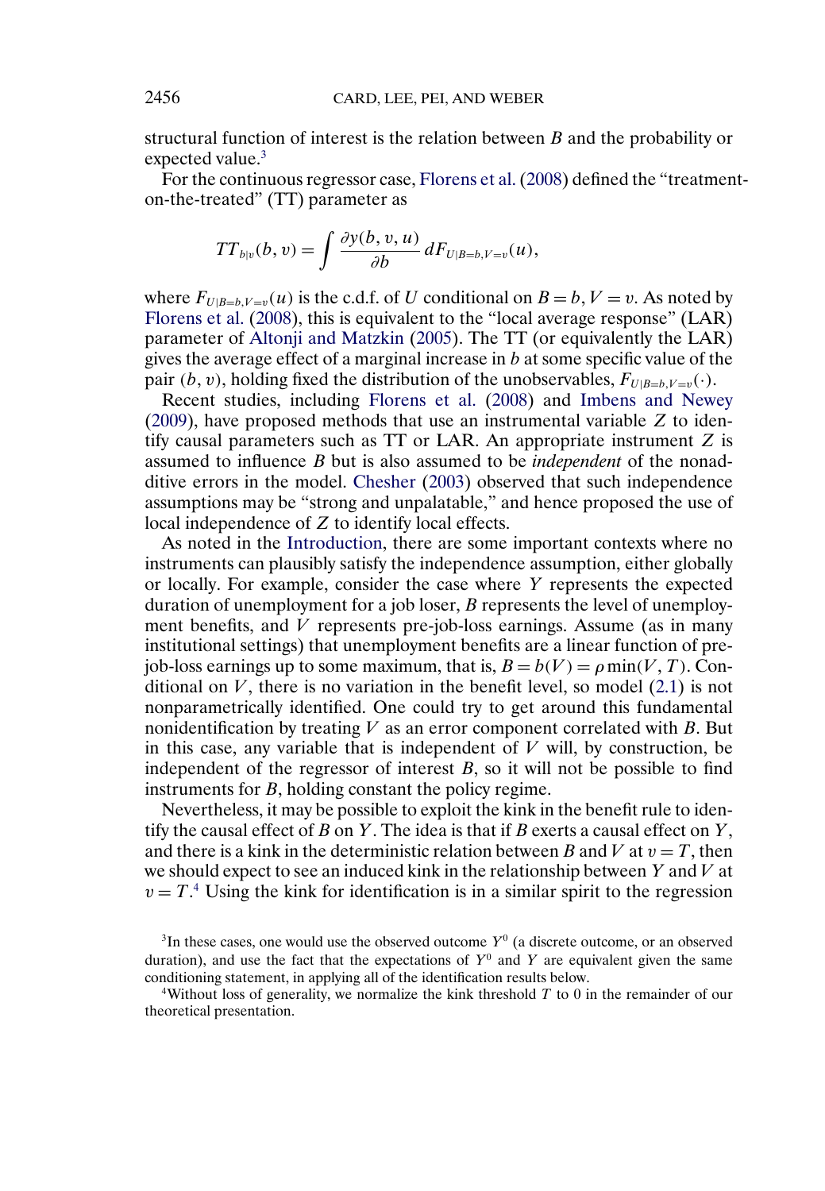structural function of interest is the relation between $B$ and the probability or expected value.[3]

For the continuous regressor case, Florens et al. (2008) defined the "treatment-on-the-treated" (TT) parameter as

$$TT_{b|v}(b, v) = \int \frac{\partial y(b, v, u)}{\partial b} \, dF_{U|B=b,V=v}(u),$$

where $F_{U|B=b,V=v}(u)$ is the c.d.f. of $U$ conditional on $B = b, V = v$. As noted by Florens et al. (2008), this is equivalent to the "local average response" (LAR) parameter of Altonji and Matzkin (2005). The TT (or equivalently the LAR) gives the average effect of a marginal increase in $b$ at some specific value of the pair $(b, v)$, holding fixed the distribution of the unobservables, $F_{U|B=b,V=v}(\cdot)$.

Recent studies, including Florens et al. (2008) and Imbens and Newey (2009), have proposed methods that use an instrumental variable $Z$ to identify causal parameters such as TT or LAR. An appropriate instrument $Z$ is assumed to influence $B$ but is also assumed to be *independent* of the nonadditive errors in the model. Chesher (2003) observed that such independence assumptions may be "strong and unpalatable," and hence proposed the use of local independence of $Z$ to identify local effects.

As noted in the Introduction, there are some important contexts where no instruments can plausibly satisfy the independence assumption, either globally or locally. For example, consider the case where $Y$ represents the expected duration of unemployment for a job loser, $B$ represents the level of unemployment benefits, and $V$ represents pre-job-loss earnings. Assume (as in many institutional settings) that unemployment benefits are a linear function of pre-job-loss earnings up to some maximum, that is, $B = b(V) = \rho \min(V, T)$. Conditional on $V$, there is no variation in the benefit level, so model (2.1) is not nonparametrically identified. One could try to get around this fundamental nonidentification by treating $V$ as an error component correlated with $B$. But in this case, any variable that is independent of $V$ will, by construction, be independent of the regressor of interest $B$, so it will not be possible to find instruments for $B$, holding constant the policy regime.

Nevertheless, it may be possible to exploit the kink in the benefit rule to identify the causal effect of $B$ on $Y$. The idea is that if $B$ exerts a causal effect on $Y$, and there is a kink in the deterministic relation between $B$ and $V$ at $v = T$, then we should expect to see an induced kink in the relationship between $Y$ and $V$ at $v = T$.[4] Using the kink for identification is in a similar spirit to the regression

[3]In these cases, one would use the observed outcome $Y^0$ (a discrete outcome, or an observed duration), and use the fact that the expectations of $Y^0$ and $Y$ are equivalent given the same conditioning statement, in applying all of the identification results below.

[4]Without loss of generality, we normalize the kink threshold $T$ to 0 in the remainder of our theoretical presentation.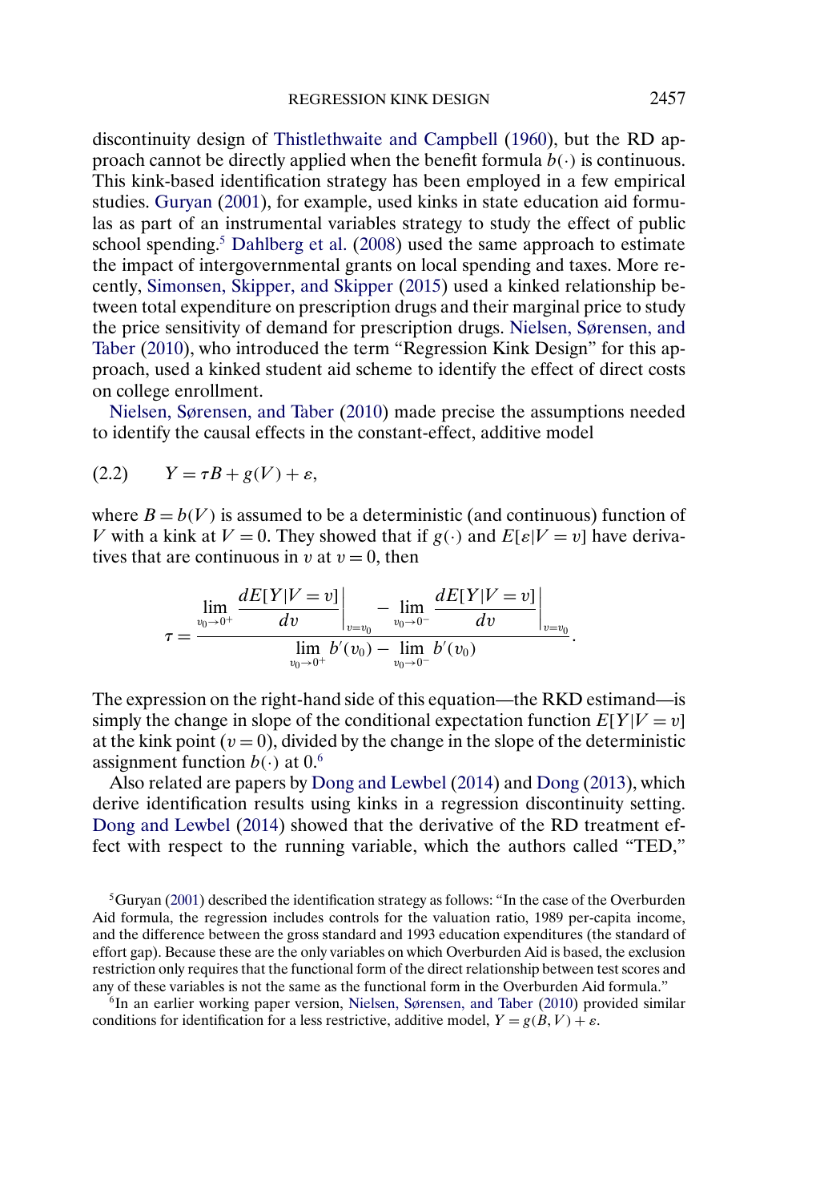discontinuity design of Thistlethwaite and Campbell (1960), but the RD approach cannot be directly applied when the benefit formula $b(\cdot)$ is continuous. This kink-based identification strategy has been employed in a few empirical studies. Guryan (2001), for example, used kinks in state education aid formulas as part of an instrumental variables strategy to study the effect of public school spending.[5] Dahlberg et al. (2008) used the same approach to estimate the impact of intergovernmental grants on local spending and taxes. More recently, Simonsen, Skipper, and Skipper (2015) used a kinked relationship between total expenditure on prescription drugs and their marginal price to study the price sensitivity of demand for prescription drugs. Nielsen, Sørensen, and Taber (2010), who introduced the term "Regression Kink Design" for this approach, used a kinked student aid scheme to identify the effect of direct costs on college enrollment.

Nielsen, Sørensen, and Taber (2010) made precise the assumptions needed to identify the causal effects in the constant-effect, additive model

$$Y = \tau B + g(V) + \varepsilon, \tag{2.2}$$

where $B = b(V)$ is assumed to be a deterministic (and continuous) function of $V$ with a kink at $V = 0$. They showed that if $g(\cdot)$ and $E[\varepsilon|V = v]$ have derivatives that are continuous in $v$ at $v = 0$, then

$$\tau = \frac{\lim\limits_{v_0 \to 0^+} \left. \dfrac{dE[Y|V = v]}{dv} \right|_{v=v_0} - \lim\limits_{v_0 \to 0^-} \left. \dfrac{dE[Y|V = v]}{dv} \right|_{v=v_0}}{\lim\limits_{v_0 \to 0^+} b'(v_0) - \lim\limits_{v_0 \to 0^-} b'(v_0)}.$$

The expression on the right-hand side of this equation—the RKD estimand—is simply the change in slope of the conditional expectation function $E[Y|V = v]$ at the kink point ($v = 0$), divided by the change in the slope of the deterministic assignment function $b(\cdot)$ at 0.[6]

Also related are papers by Dong and Lewbel (2014) and Dong (2013), which derive identification results using kinks in a regression discontinuity setting. Dong and Lewbel (2014) showed that the derivative of the RD treatment effect with respect to the running variable, which the authors called "TED,"

[5] Guryan (2001) described the identification strategy as follows: "In the case of the Overburden Aid formula, the regression includes controls for the valuation ratio, 1989 per-capita income, and the difference between the gross standard and 1993 education expenditures (the standard of effort gap). Because these are the only variables on which Overburden Aid is based, the exclusion restriction only requires that the functional form of the direct relationship between test scores and any of these variables is not the same as the functional form in the Overburden Aid formula."

[6] In an earlier working paper version, Nielsen, Sørensen, and Taber (2010) provided similar conditions for identification for a less restrictive, additive model, $Y = g(B, V) + \varepsilon$.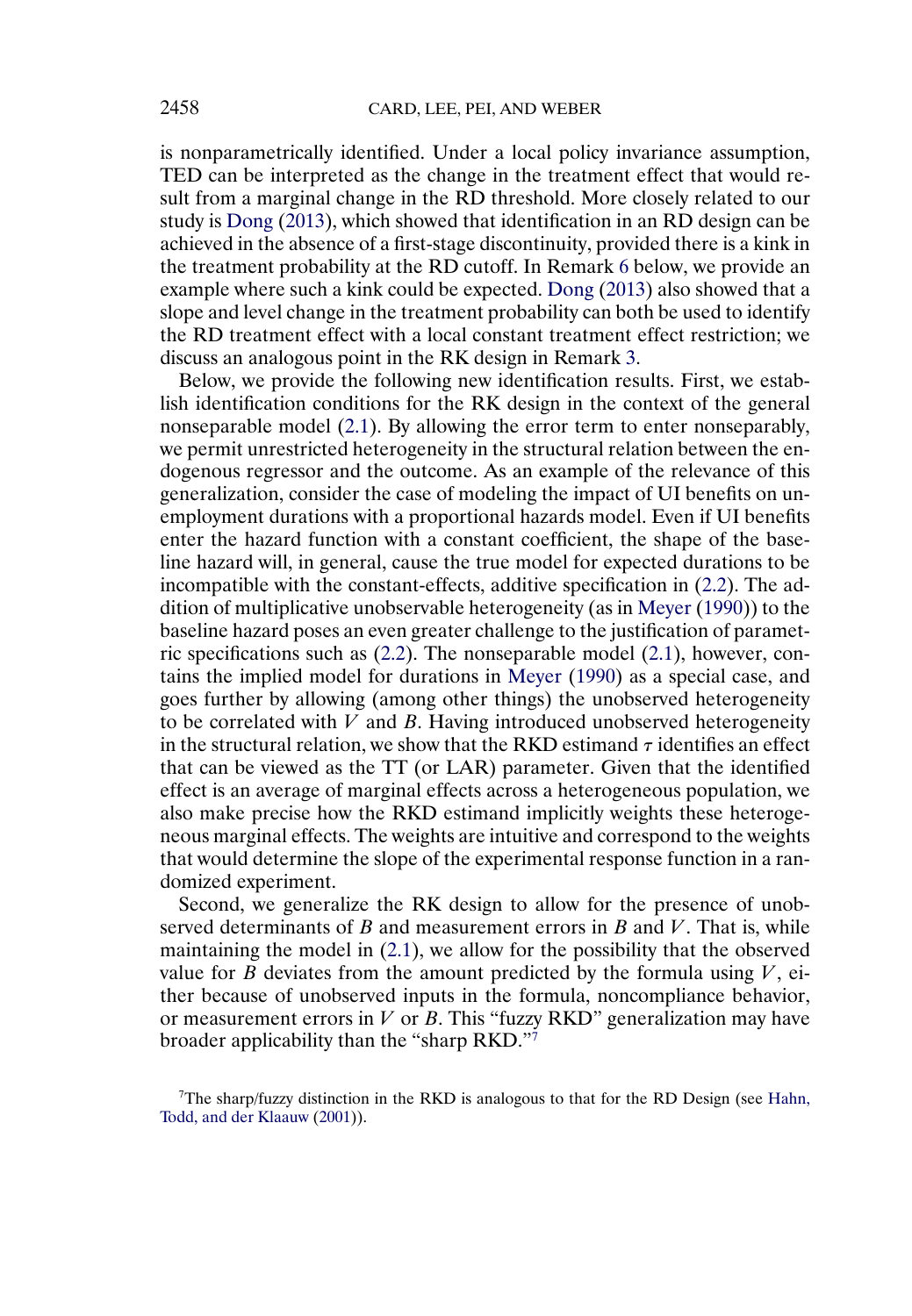is nonparametrically identified. Under a local policy invariance assumption, TED can be interpreted as the change in the treatment effect that would result from a marginal change in the RD threshold. More closely related to our study is Dong (2013), which showed that identification in an RD design can be achieved in the absence of a first-stage discontinuity, provided there is a kink in the treatment probability at the RD cutoff. In Remark 6 below, we provide an example where such a kink could be expected. Dong (2013) also showed that a slope and level change in the treatment probability can both be used to identify the RD treatment effect with a local constant treatment effect restriction; we discuss an analogous point in the RK design in Remark 3.

Below, we provide the following new identification results. First, we establish identification conditions for the RK design in the context of the general nonseparable model (2.1). By allowing the error term to enter nonseparably, we permit unrestricted heterogeneity in the structural relation between the endogenous regressor and the outcome. As an example of the relevance of this generalization, consider the case of modeling the impact of UI benefits on unemployment durations with a proportional hazards model. Even if UI benefits enter the hazard function with a constant coefficient, the shape of the baseline hazard will, in general, cause the true model for expected durations to be incompatible with the constant-effects, additive specification in (2.2). The addition of multiplicative unobservable heterogeneity (as in Meyer (1990)) to the baseline hazard poses an even greater challenge to the justification of parametric specifications such as (2.2). The nonseparable model (2.1), however, contains the implied model for durations in Meyer (1990) as a special case, and goes further by allowing (among other things) the unobserved heterogeneity to be correlated with $V$ and $B$. Having introduced unobserved heterogeneity in the structural relation, we show that the RKD estimand $\tau$ identifies an effect that can be viewed as the TT (or LAR) parameter. Given that the identified effect is an average of marginal effects across a heterogeneous population, we also make precise how the RKD estimand implicitly weights these heterogeneous marginal effects. The weights are intuitive and correspond to the weights that would determine the slope of the experimental response function in a randomized experiment.

Second, we generalize the RK design to allow for the presence of unobserved determinants of $B$ and measurement errors in $B$ and $V$. That is, while maintaining the model in (2.1), we allow for the possibility that the observed value for $B$ deviates from the amount predicted by the formula using $V$, either because of unobserved inputs in the formula, noncompliance behavior, or measurement errors in $V$ or $B$. This "fuzzy RKD" generalization may have broader applicability than the "sharp RKD."[7]

[7]The sharp/fuzzy distinction in the RKD is analogous to that for the RD Design (see Hahn, Todd, and der Klaauw (2001)).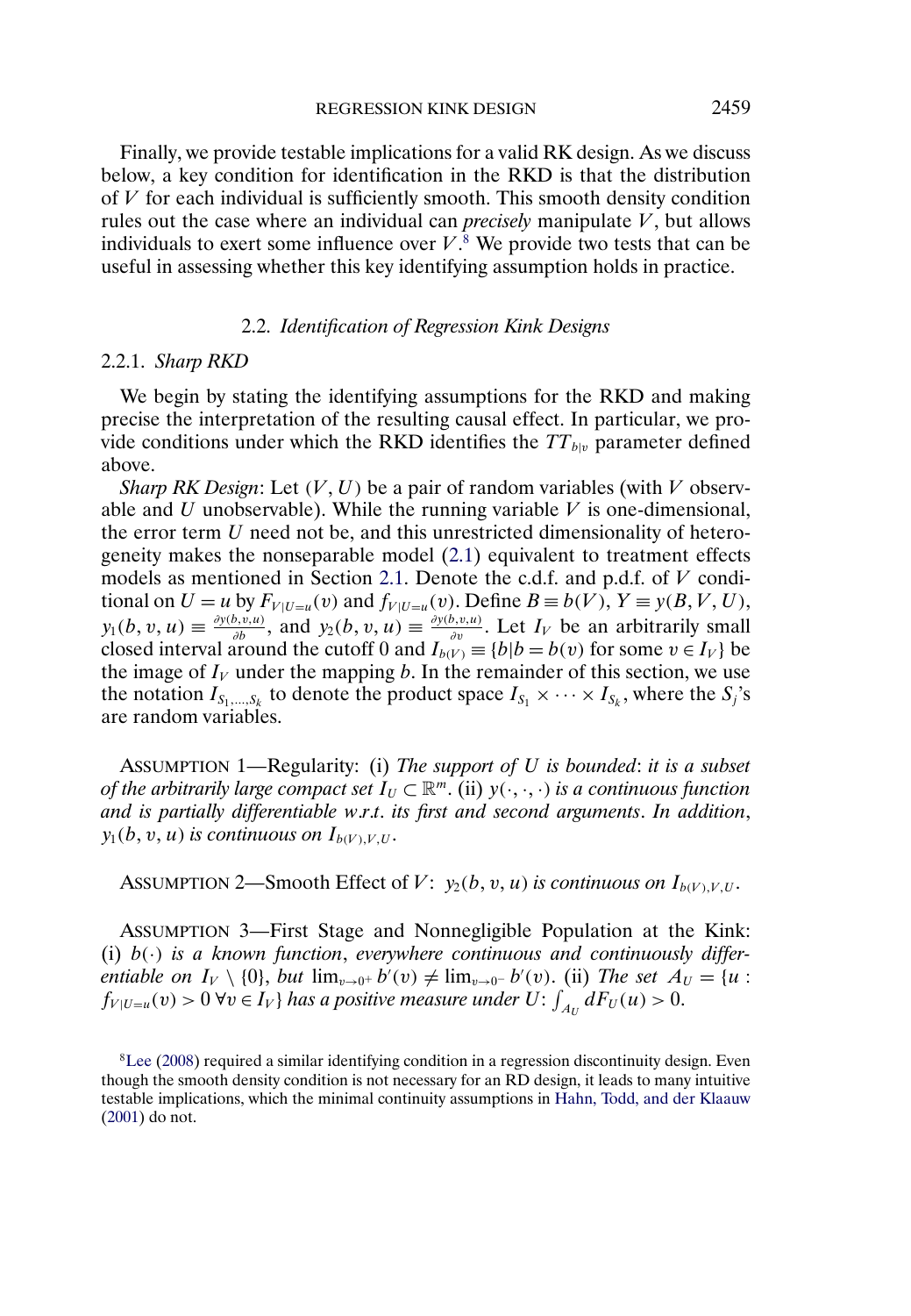Finally, we provide testable implications for a valid RK design. As we discuss below, a key condition for identification in the RKD is that the distribution of $V$ for each individual is sufficiently smooth. This smooth density condition rules out the case where an individual can *precisely* manipulate $V$, but allows individuals to exert some influence over $V$.[8] We provide two tests that can be useful in assessing whether this key identifying assumption holds in practice.

### 2.2. *Identification of Regression Kink Designs*

#### 2.2.1. *Sharp RKD*

We begin by stating the identifying assumptions for the RKD and making precise the interpretation of the resulting causal effect. In particular, we provide conditions under which the RKD identifies the $TT_{b|v}$ parameter defined above.

*Sharp RK Design*: Let $(V, U)$ be a pair of random variables (with $V$ observable and $U$ unobservable). While the running variable $V$ is one-dimensional, the error term $U$ need not be, and this unrestricted dimensionality of heterogeneity makes the nonseparable model (2.1) equivalent to treatment effects models as mentioned in Section 2.1. Denote the c.d.f. and p.d.f. of $V$ conditional on $U = u$ by $F_{V|U=u}(v)$ and $f_{V|U=u}(v)$. Define $B \equiv b(V)$, $Y \equiv y(B, V, U)$, $y_1(b, v, u) \equiv \frac{\partial y(b,v,u)}{\partial b}$, and $y_2(b, v, u) \equiv \frac{\partial y(b,v,u)}{\partial v}$. Let $I_V$ be an arbitrarily small closed interval around the cutoff 0 and $I_{b(V)} \equiv \{b | b = b(v) \text{ for some } v \in I_V\}$ be the image of $I_V$ under the mapping $b$. In the remainder of this section, we use the notation $I_{S_1,\ldots,S_k}$ to denote the product space $I_{S_1} \times \cdots \times I_{S_k}$, where the $S_j$'s are random variables.

ASSUMPTION 1—Regularity: (i) *The support of $U$ is bounded*: *it is a subset of the arbitrarily large compact set $I_U \subset \mathbb{R}^m$*. (ii) *$y(\cdot, \cdot, \cdot)$ is a continuous function and is partially differentiable w.r.t. its first and second arguments*. *In addition*, *$y_1(b, v, u)$ is continuous on $I_{b(V),V,U}$*.

ASSUMPTION 2—Smooth Effect of $V$: *$y_2(b, v, u)$ is continuous on $I_{b(V),V,U}$*.

ASSUMPTION 3—First Stage and Nonnegligible Population at the Kink: (i) *$b(\cdot)$ is a known function*, *everywhere continuous and continuously differentiable on $I_V \setminus \{0\}$*, *but $\lim_{v\to 0^+} b'(v) \neq \lim_{v\to 0^-} b'(v)$*. (ii) *The set $A_U = \{u : f_{V|U=u}(v) > 0 \ \forall v \in I_V\}$ has a positive measure under $U$*: $\int_{A_U} dF_U(u) > 0$.

[8] Lee (2008) required a similar identifying condition in a regression discontinuity design. Even though the smooth density condition is not necessary for an RD design, it leads to many intuitive testable implications, which the minimal continuity assumptions in Hahn, Todd, and der Klaauw (2001) do not.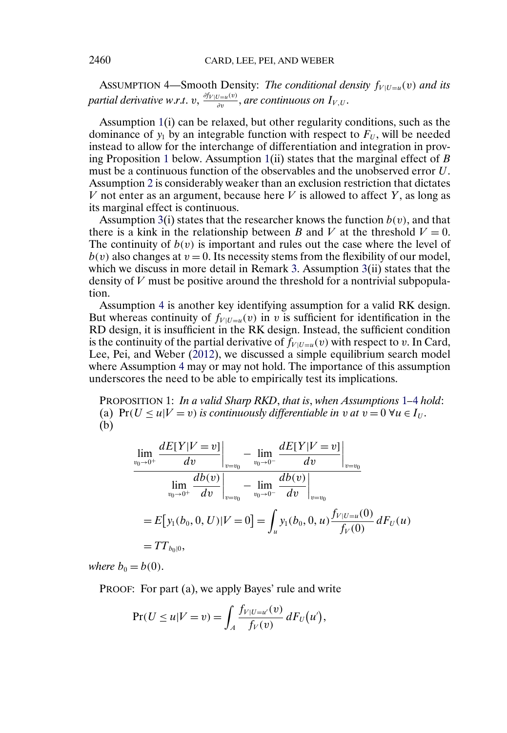ASSUMPTION 4—Smooth Density: *The conditional density* $f_{V|U=u}(v)$ *and its partial derivative w.r.t.* $v$, $\frac{\partial f_{V|U=u}(v)}{\partial v}$, *are continuous on* $I_{V,U}$.

Assumption 1(i) can be relaxed, but other regularity conditions, such as the dominance of $y_1$ by an integrable function with respect to $F_U$, will be needed instead to allow for the interchange of differentiation and integration in proving Proposition 1 below. Assumption 1(ii) states that the marginal effect of $B$ must be a continuous function of the observables and the unobserved error $U$. Assumption 2 is considerably weaker than an exclusion restriction that dictates $V$ not enter as an argument, because here $V$ is allowed to affect $Y$, as long as its marginal effect is continuous.

Assumption 3(i) states that the researcher knows the function $b(v)$, and that there is a kink in the relationship between $B$ and $V$ at the threshold $V = 0$. The continuity of $b(v)$ is important and rules out the case where the level of $b(v)$ also changes at $v = 0$. Its necessity stems from the flexibility of our model, which we discuss in more detail in Remark 3. Assumption 3(ii) states that the density of $V$ must be positive around the threshold for a nontrivial subpopulation.

Assumption 4 is another key identifying assumption for a valid RK design. But whereas continuity of $f_{V|U=u}(v)$ in $v$ is sufficient for identification in the RD design, it is insufficient in the RK design. Instead, the sufficient condition is the continuity of the partial derivative of $f_{V|U=u}(v)$ with respect to $v$. In Card, Lee, Pei, and Weber (2012), we discussed a simple equilibrium search model where Assumption 4 may or may not hold. The importance of this assumption underscores the need to be able to empirically test its implications.

PROPOSITION 1: *In a valid Sharp RKD, that is, when Assumptions 1–4 hold*:
(a) $\Pr(U \le u|V = v)$ *is continuously differentiable in* $v$ *at* $v = 0$ $\forall u \in I_U$.
(b)

$$
\begin{aligned}
&\frac{\displaystyle \lim_{v_0 \to 0^+} \frac{dE[Y|V=v]}{dv}\bigg|_{v=v_0} - \lim_{v_0 \to 0^-} \frac{dE[Y|V=v]}{dv}\bigg|_{v=v_0}}{\displaystyle \lim_{v_0 \to 0^+} \frac{db(v)}{dv}\bigg|_{v=v_0} - \lim_{v_0 \to 0^-} \frac{db(v)}{dv}\bigg|_{v=v_0}} \\
&\quad = E\big[y_1(b_0, 0, U)|V = 0\big] = \int_u y_1(b_0, 0, u) \frac{f_{V|U=u}(0)}{f_V(0)}\, dF_U(u) \\
&\quad = TT_{b_0|0},
\end{aligned}
$$

*where* $b_0 = b(0)$.

PROOF: For part (a), we apply Bayes' rule and write

$$
\Pr(U \le u|V = v) = \int_A \frac{f_{V|U=u'}(v)}{f_V(v)}\, dF_U(u'),
$$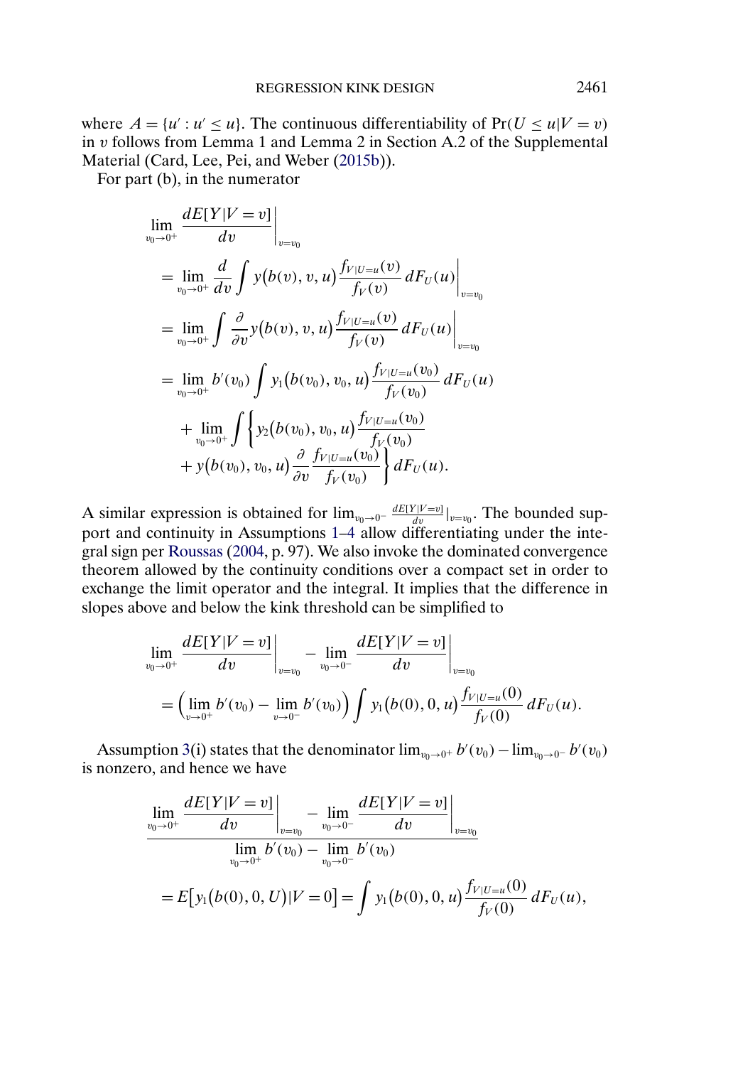where $A = \{u' : u' \leq u\}$. The continuous differentiability of $\Pr(U \leq u | V = v)$ in $v$ follows from Lemma 1 and Lemma 2 in Section A.2 of the Supplemental Material (Card, Lee, Pei, and Weber (2015b)).

For part (b), in the numerator

$$
\begin{aligned}
&\lim_{v_0 \to 0^+} \frac{dE[Y|V=v]}{dv}\bigg|_{v=v_0} \\
&= \lim_{v_0 \to 0^+} \frac{d}{dv} \int y\big(b(v), v, u\big) \frac{f_{V|U=u}(v)}{f_V(v)} \, dF_U(u)\bigg|_{v=v_0} \\
&= \lim_{v_0 \to 0^+} \int \frac{\partial}{\partial v} y\big(b(v), v, u\big) \frac{f_{V|U=u}(v)}{f_V(v)} \, dF_U(u)\bigg|_{v=v_0} \\
&= \lim_{v_0 \to 0^+} b'(v_0) \int y_1\big(b(v_0), v_0, u\big) \frac{f_{V|U=u}(v_0)}{f_V(v_0)} \, dF_U(u) \\
&\quad + \lim_{v_0 \to 0^+} \int \bigg\{ y_2\big(b(v_0), v_0, u\big) \frac{f_{V|U=u}(v_0)}{f_V(v_0)} \\
&\quad + y\big(b(v_0), v_0, u\big) \frac{\partial}{\partial v} \frac{f_{V|U=u}(v_0)}{f_V(v_0)} \bigg\} \, dF_U(u).
\end{aligned}
$$

A similar expression is obtained for $\lim_{v_0 \to 0^-} \frac{dE[Y|V=v]}{dv}|_{v=v_0}$. The bounded support and continuity in Assumptions 1–4 allow differentiating under the integral sign per Roussas (2004, p. 97). We also invoke the dominated convergence theorem allowed by the continuity conditions over a compact set in order to exchange the limit operator and the integral. It implies that the difference in slopes above and below the kink threshold can be simplified to

$$
\begin{aligned}
&\lim_{v_0 \to 0^+} \frac{dE[Y|V=v]}{dv}\bigg|_{v=v_0} - \lim_{v_0 \to 0^-} \frac{dE[Y|V=v]}{dv}\bigg|_{v=v_0} \\
&= \Big(\lim_{v \to 0^+} b'(v_0) - \lim_{v \to 0^-} b'(v_0)\Big) \int y_1\big(b(0), 0, u\big) \frac{f_{V|U=u}(0)}{f_V(0)} \, dF_U(u).
\end{aligned}
$$

Assumption 3(i) states that the denominator $\lim_{v_0 \to 0^+} b'(v_0) - \lim_{v_0 \to 0^-} b'(v_0)$ is nonzero, and hence we have

$$
\begin{aligned}
&\frac{\lim_{v_0 \to 0^+} \frac{dE[Y|V=v]}{dv}\Big|_{v=v_0} - \lim_{v_0 \to 0^-} \frac{dE[Y|V=v]}{dv}\Big|_{v=v_0}}{\lim_{v_0 \to 0^+} b'(v_0) - \lim_{v_0 \to 0^-} b'(v_0)} \\
&= E\big[y_1\big(b(0), 0, U\big) | V = 0\big] = \int y_1\big(b(0), 0, u\big) \frac{f_{V|U=u}(0)}{f_V(0)} \, dF_U(u),
\end{aligned}
$$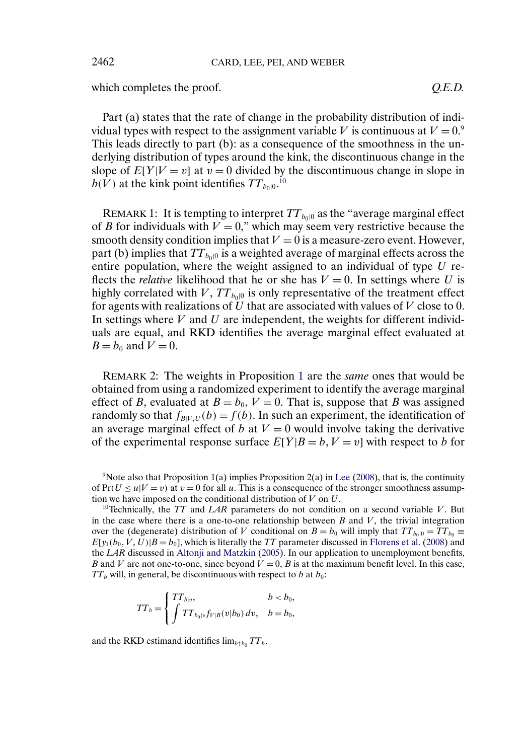which completes the proof. *Q.E.D.*

Part (a) states that the rate of change in the probability distribution of individual types with respect to the assignment variable $V$ is continuous at $V = 0$.[9] This leads directly to part (b): as a consequence of the smoothness in the underlying distribution of types around the kink, the discontinuous change in the slope of $E[Y|V = v]$ at $v = 0$ divided by the discontinuous change in slope in $b(V)$ at the kink point identifies $TT_{b_0|0}$.[10]

REMARK 1: It is tempting to interpret $TT_{b_0|0}$ as the "average marginal effect of $B$ for individuals with $V = 0$," which may seem very restrictive because the smooth density condition implies that $V = 0$ is a measure-zero event. However, part (b) implies that $TT_{b_0|0}$ is a weighted average of marginal effects across the entire population, where the weight assigned to an individual of type $U$ reflects the *relative* likelihood that he or she has $V = 0$. In settings where $U$ is highly correlated with $V$, $TT_{b_0|0}$ is only representative of the treatment effect for agents with realizations of $U$ that are associated with values of $V$ close to 0. In settings where $V$ and $U$ are independent, the weights for different individuals are equal, and RKD identifies the average marginal effect evaluated at $B = b_0$ and $V = 0$.

REMARK 2: The weights in Proposition 1 are the *same* ones that would be obtained from using a randomized experiment to identify the average marginal effect of $B$, evaluated at $B = b_0$, $V = 0$. That is, suppose that $B$ was assigned randomly so that $f_{B|V,U}(b) = f(b)$. In such an experiment, the identification of an average marginal effect of $b$ at $V = 0$ would involve taking the derivative of the experimental response surface $E[Y|B = b, V = v]$ with respect to $b$ for

[9] Note also that Proposition 1(a) implies Proposition 2(a) in Lee (2008), that is, the continuity of $\Pr(U \leq u|V = v)$ at $v = 0$ for all $u$. This is a consequence of the stronger smoothness assumption we have imposed on the conditional distribution of $V$ on $U$.

[10] Technically, the $TT$ and $LAR$ parameters do not condition on a second variable $V$. But in the case where there is a one-to-one relationship between $B$ and $V$, the trivial integration over the (degenerate) distribution of $V$ conditional on $B = b_0$ will imply that $TT_{b_0|0} = TT_{b_0} \equiv E[y_1(b_0, V, U)|B = b_0]$, which is literally the $TT$ parameter discussed in Florens et al. (2008) and the $LAR$ discussed in Altonji and Matzkin (2005). In our application to unemployment benefits, $B$ and $V$ are not one-to-one, since beyond $V = 0$, $B$ is at the maximum benefit level. In this case, $TT_b$ will, in general, be discontinuous with respect to $b$ at $b_0$:

$$TT_b = \begin{cases} TT_{b|v}, & b < b_0, \\ \displaystyle\int TT_{b_0|v} f_{V|B}(v|b_0)\, dv, & b = b_0, \end{cases}$$

and the RKD estimand identifies $\lim_{b \uparrow b_0} TT_b$.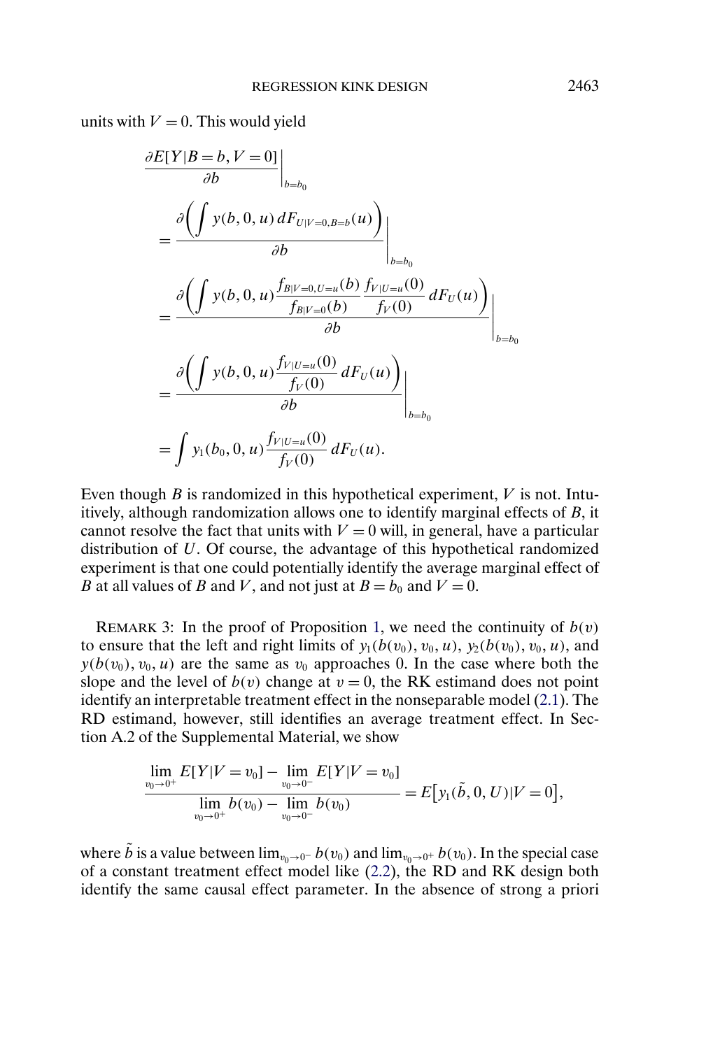units with $V = 0$. This would yield

$$
\begin{aligned}
&\left.\frac{\partial E[Y|B=b, V=0]}{\partial b}\right|_{b=b_0} \\
&= \left.\frac{\partial\left(\int y(b,0,u)\,dF_{U|V=0,B=b}(u)\right)}{\partial b}\right|_{b=b_0} \\
&= \left.\frac{\partial\left(\int y(b,0,u)\frac{f_{B|V=0,U=u}(b)}{f_{B|V=0}(b)}\frac{f_{V|U=u}(0)}{f_V(0)}\,dF_U(u)\right)}{\partial b}\right|_{b=b_0} \\
&= \left.\frac{\partial\left(\int y(b,0,u)\frac{f_{V|U=u}(0)}{f_V(0)}\,dF_U(u)\right)}{\partial b}\right|_{b=b_0} \\
&= \int y_1(b_0,0,u)\frac{f_{V|U=u}(0)}{f_V(0)}\,dF_U(u).
\end{aligned}
$$

Even though $B$ is randomized in this hypothetical experiment, $V$ is not. Intuitively, although randomization allows one to identify marginal effects of $B$, it cannot resolve the fact that units with $V = 0$ will, in general, have a particular distribution of $U$. Of course, the advantage of this hypothetical randomized experiment is that one could potentially identify the average marginal effect of $B$ at all values of $B$ and $V$, and not just at $B = b_0$ and $V = 0$.

REMARK 3: In the proof of Proposition 1, we need the continuity of $b(v)$ to ensure that the left and right limits of $y_1(b(v_0), v_0, u)$, $y_2(b(v_0), v_0, u)$, and $y(b(v_0), v_0, u)$ are the same as $v_0$ approaches 0. In the case where both the slope and the level of $b(v)$ change at $v = 0$, the RK estimand does not point identify an interpretable treatment effect in the nonseparable model (2.1). The RD estimand, however, still identifies an average treatment effect. In Section A.2 of the Supplemental Material, we show

$$
\frac{\lim_{v_0\to 0^+} E[Y|V=v_0] - \lim_{v_0\to 0^-} E[Y|V=v_0]}{\lim_{v_0\to 0^+} b(v_0) - \lim_{v_0\to 0^-} b(v_0)} = E\left[y_1(\tilde{b}, 0, U)|V=0\right],
$$

where $\tilde{b}$ is a value between $\lim_{v_0\to 0^-} b(v_0)$ and $\lim_{v_0\to 0^+} b(v_0)$. In the special case of a constant treatment effect model like (2.2), the RD and RK design both identify the same causal effect parameter. In the absence of strong a priori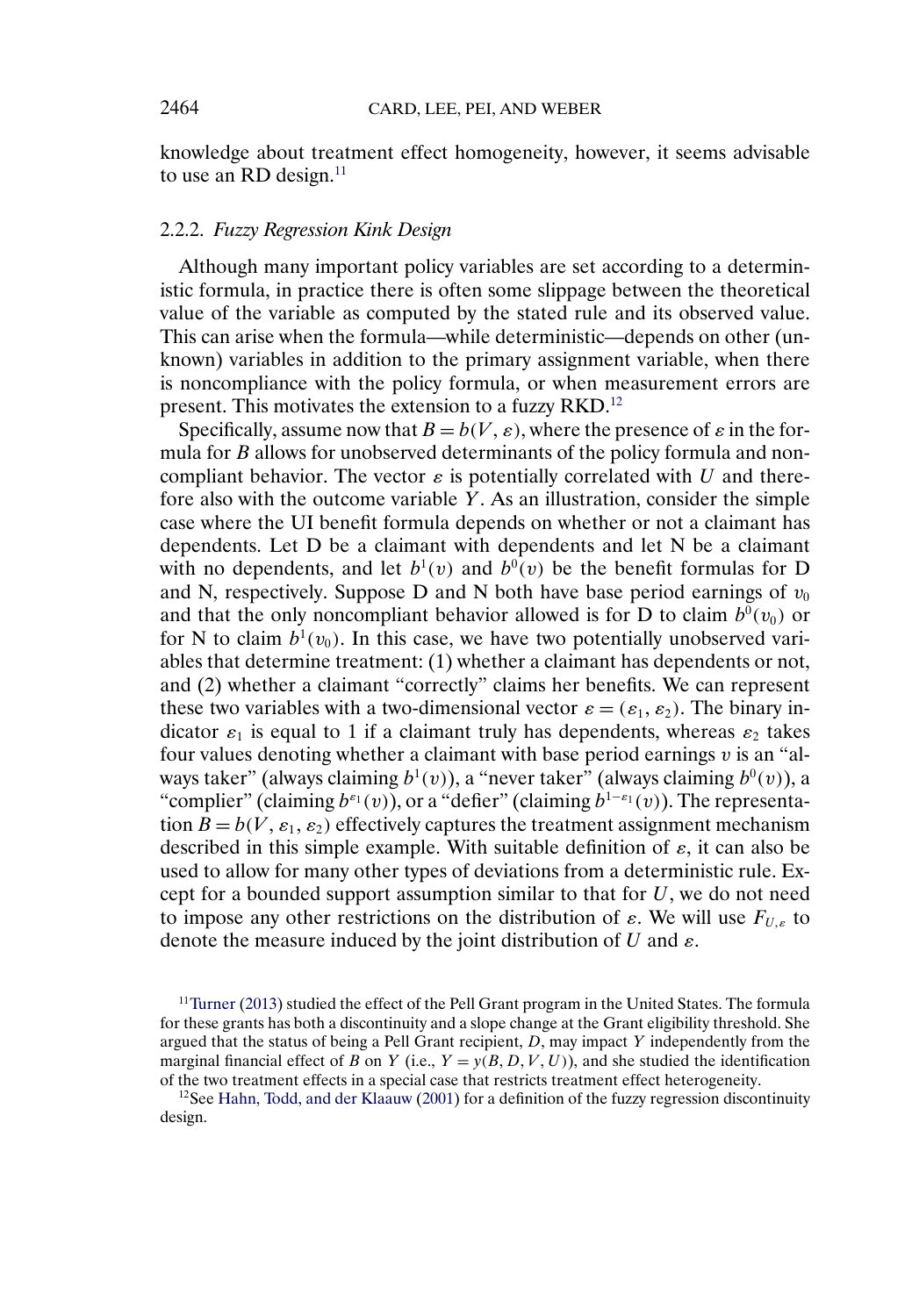knowledge about treatment effect homogeneity, however, it seems advisable to use an RD design.[11]

### 2.2.2. *Fuzzy Regression Kink Design*

Although many important policy variables are set according to a deterministic formula, in practice there is often some slippage between the theoretical value of the variable as computed by the stated rule and its observed value. This can arise when the formula—while deterministic—depends on other (unknown) variables in addition to the primary assignment variable, when there is noncompliance with the policy formula, or when measurement errors are present. This motivates the extension to a fuzzy RKD.[12]

Specifically, assume now that $B = b(V, \varepsilon)$, where the presence of $\varepsilon$ in the formula for $B$ allows for unobserved determinants of the policy formula and noncompliant behavior. The vector $\varepsilon$ is potentially correlated with $U$ and therefore also with the outcome variable $Y$. As an illustration, consider the simple case where the UI benefit formula depends on whether or not a claimant has dependents. Let D be a claimant with dependents and let N be a claimant with no dependents, and let $b^1(v)$ and $b^0(v)$ be the benefit formulas for D and N, respectively. Suppose D and N both have base period earnings of $v_0$ and that the only noncompliant behavior allowed is for D to claim $b^0(v_0)$ or for N to claim $b^1(v_0)$. In this case, we have two potentially unobserved variables that determine treatment: (1) whether a claimant has dependents or not, and (2) whether a claimant "correctly" claims her benefits. We can represent these two variables with a two-dimensional vector $\varepsilon = (\varepsilon_1, \varepsilon_2)$. The binary indicator $\varepsilon_1$ is equal to 1 if a claimant truly has dependents, whereas $\varepsilon_2$ takes four values denoting whether a claimant with base period earnings $v$ is an "always taker" (always claiming $b^1(v)$), a "never taker" (always claiming $b^0(v)$), a "complier" (claiming $b^{\varepsilon_1}(v)$), or a "defier" (claiming $b^{1-\varepsilon_1}(v)$). The representation $B = b(V, \varepsilon_1, \varepsilon_2)$ effectively captures the treatment assignment mechanism described in this simple example. With suitable definition of $\varepsilon$, it can also be used to allow for many other types of deviations from a deterministic rule. Except for a bounded support assumption similar to that for $U$, we do not need to impose any other restrictions on the distribution of $\varepsilon$. We will use $F_{U,\varepsilon}$ to denote the measure induced by the joint distribution of $U$ and $\varepsilon$.

[11] Turner (2013) studied the effect of the Pell Grant program in the United States. The formula for these grants has both a discontinuity and a slope change at the Grant eligibility threshold. She argued that the status of being a Pell Grant recipient, $D$, may impact $Y$ independently from the marginal financial effect of $B$ on $Y$ (i.e., $Y = y(B, D, V, U)$), and she studied the identification of the two treatment effects in a special case that restricts treatment effect heterogeneity.

[12] See Hahn, Todd, and der Klaauw (2001) for a definition of the fuzzy regression discontinuity design.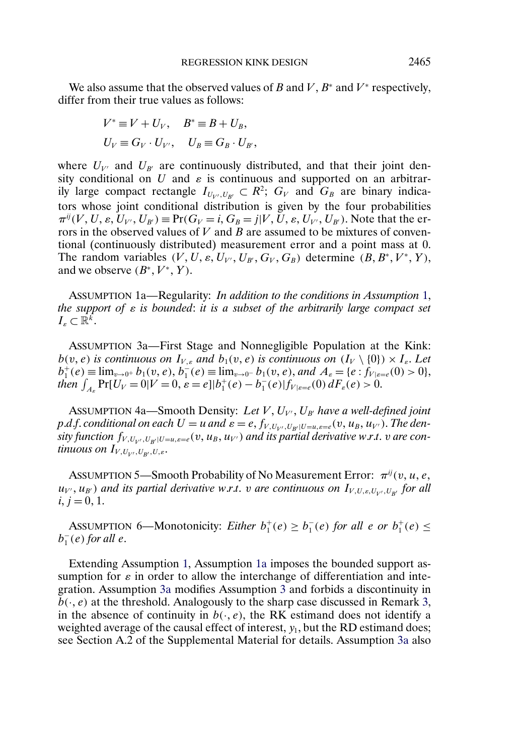We also assume that the observed values of $B$ and $V$, $B^*$ and $V^*$ respectively, differ from their true values as follows:

$$V^* \equiv V + U_V, \quad B^* \equiv B + U_B,$$
$$U_V \equiv G_V \cdot U_{V'}, \quad U_B \equiv G_B \cdot U_{B'},$$

where $U_{V'}$ and $U_{B'}$ are continuously distributed, and that their joint density conditional on $U$ and $\varepsilon$ is continuous and supported on an arbitrarily large compact rectangle $I_{U_{V'},U_{B'}} \subset R^2$; $G_V$ and $G_B$ are binary indicators whose joint conditional distribution is given by the four probabilities $\pi^{ij}(V, U, \varepsilon, U_{V'}, U_{B'}) \equiv \Pr(G_V = i, G_B = j | V, U, \varepsilon, U_{V'}, U_{B'})$. Note that the errors in the observed values of $V$ and $B$ are assumed to be mixtures of conventional (continuously distributed) measurement error and a point mass at 0. The random variables $(V, U, \varepsilon, U_{V'}, U_{B'}, G_V, G_B)$ determine $(B, B^*, V^*, Y)$, and we observe $(B^*, V^*, Y)$.

ASSUMPTION 1a—Regularity: *In addition to the conditions in Assumption 1, the support of $\varepsilon$ is bounded: it is a subset of the arbitrarily large compact set $I_\varepsilon \subset \mathbb{R}^k$.*

ASSUMPTION 3a—First Stage and Nonnegligible Population at the Kink: *$b(v, e)$ is continuous on $I_{V,\varepsilon}$ and $b_1(v, e)$ is continuous on $(I_V \setminus \{0\}) \times I_\varepsilon$. Let $b_1^+(e) \equiv \lim_{v\to 0^+} b_1(v, e)$, $b_1^-(e) \equiv \lim_{v\to 0^-} b_1(v, e)$, and $A_\varepsilon = \{e : f_{V|\varepsilon=e}(0) > 0\}$, then $\int_{A_\varepsilon} \Pr[U_V = 0 | V = 0, \varepsilon = e] |b_1^+(e) - b_1^-(e)| f_{V|\varepsilon=e}(0)\, dF_\varepsilon(e) > 0$.*

ASSUMPTION 4a—Smooth Density: *Let $V, U_{V'}, U_{B'}$ have a well-defined joint p.d.f. conditional on each $U = u$ and $\varepsilon = e$, $f_{V,U_{V'},U_{B'}|U=u,\varepsilon=e}(v, u_B, u_{V'})$. The density function $f_{V,U_{V'},U_{B'}|U=u,\varepsilon=e}(v, u_B, u_{V'})$ and its partial derivative w.r.t. $v$ are continuous on $I_{V,U_{V'},U_{B'},U,\varepsilon}$.*

ASSUMPTION 5—Smooth Probability of No Measurement Error: *$\pi^{ij}(v, u, e, u_{V'}, u_{B'})$ and its partial derivative w.r.t. $v$ are continuous on $I_{V,U,\varepsilon,U_{V'},U_{B'}}$ for all $i, j = 0, 1$.*

ASSUMPTION 6—Monotonicity: *Either $b_1^+(e) \geq b_1^-(e)$ for all $e$ or $b_1^+(e) \leq b_1^-(e)$ for all $e$.*

Extending Assumption 1, Assumption 1a imposes the bounded support assumption for $\varepsilon$ in order to allow the interchange of differentiation and integration. Assumption 3a modifies Assumption 3 and forbids a discontinuity in $b(\cdot, e)$ at the threshold. Analogously to the sharp case discussed in Remark 3, in the absence of continuity in $b(\cdot, e)$, the RK estimand does not identify a weighted average of the causal effect of interest, $y_1$, but the RD estimand does; see Section A.2 of the Supplemental Material for details. Assumption 3a also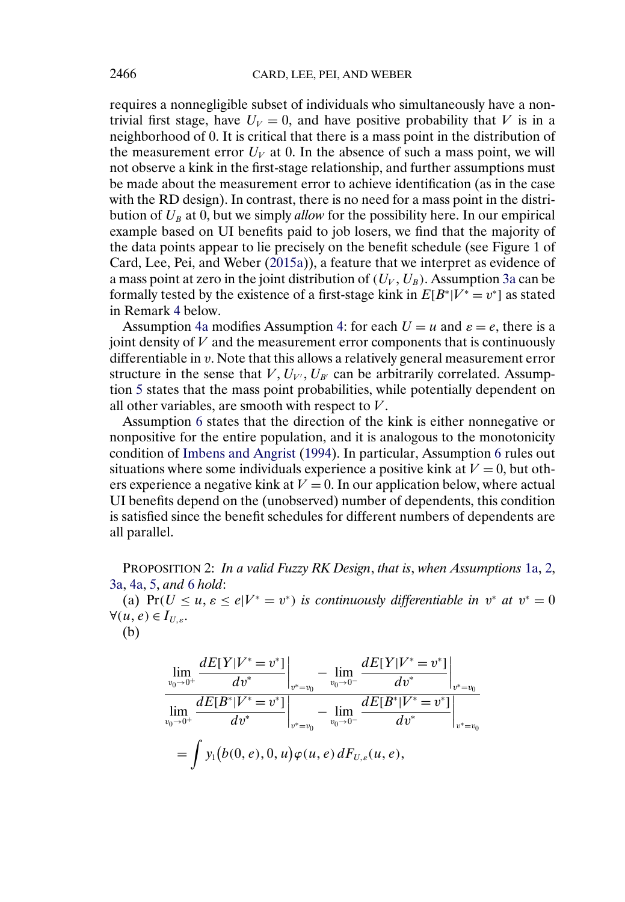requires a nonnegligible subset of individuals who simultaneously have a nontrivial first stage, have $U_V = 0$, and have positive probability that $V$ is in a neighborhood of 0. It is critical that there is a mass point in the distribution of the measurement error $U_V$ at 0. In the absence of such a mass point, we will not observe a kink in the first-stage relationship, and further assumptions must be made about the measurement error to achieve identification (as in the case with the RD design). In contrast, there is no need for a mass point in the distribution of $U_B$ at 0, but we simply *allow* for the possibility here. In our empirical example based on UI benefits paid to job losers, we find that the majority of the data points appear to lie precisely on the benefit schedule (see Figure 1 of Card, Lee, Pei, and Weber (2015a)), a feature that we interpret as evidence of a mass point at zero in the joint distribution of $(U_V, U_B)$. Assumption 3a can be formally tested by the existence of a first-stage kink in $E[B^*|V^* = v^*]$ as stated in Remark 4 below.

Assumption 4a modifies Assumption 4: for each $U = u$ and $\varepsilon = e$, there is a joint density of $V$ and the measurement error components that is continuously differentiable in $v$. Note that this allows a relatively general measurement error structure in the sense that $V, U_{V'}, U_{B'}$ can be arbitrarily correlated. Assumption 5 states that the mass point probabilities, while potentially dependent on all other variables, are smooth with respect to $V$.

Assumption 6 states that the direction of the kink is either nonnegative or nonpositive for the entire population, and it is analogous to the monotonicity condition of Imbens and Angrist (1994). In particular, Assumption 6 rules out situations where some individuals experience a positive kink at $V = 0$, but others experience a negative kink at $V = 0$. In our application below, where actual UI benefits depend on the (unobserved) number of dependents, this condition is satisfied since the benefit schedules for different numbers of dependents are all parallel.

PROPOSITION 2: *In a valid Fuzzy RK Design, that is, when Assumptions 1a, 2, 3a, 4a, 5, and 6 hold*:

(a) $\Pr(U \leq u, \varepsilon \leq e | V^* = v^*)$ *is continuously differentiable in* $v^*$ *at* $v^* = 0$ $\forall (u, e) \in I_{U,\varepsilon}$.

(b)

$$\frac{\lim_{v_0 \to 0^+} \left.\dfrac{dE[Y|V^* = v^*]}{dv^*}\right|_{v^* = v_0} - \lim_{v_0 \to 0^-} \left.\dfrac{dE[Y|V^* = v^*]}{dv^*}\right|_{v^* = v_0}}{\lim_{v_0 \to 0^+} \left.\dfrac{dE[B^*|V^* = v^*]}{dv^*}\right|_{v^* = v_0} - \lim_{v_0 \to 0^-} \left.\dfrac{dE[B^*|V^* = v^*]}{dv^*}\right|_{v^* = v_0}}$$

$$= \int y_1\big(b(0, e), 0, u\big)\varphi(u, e)\, dF_{U,\varepsilon}(u, e),$$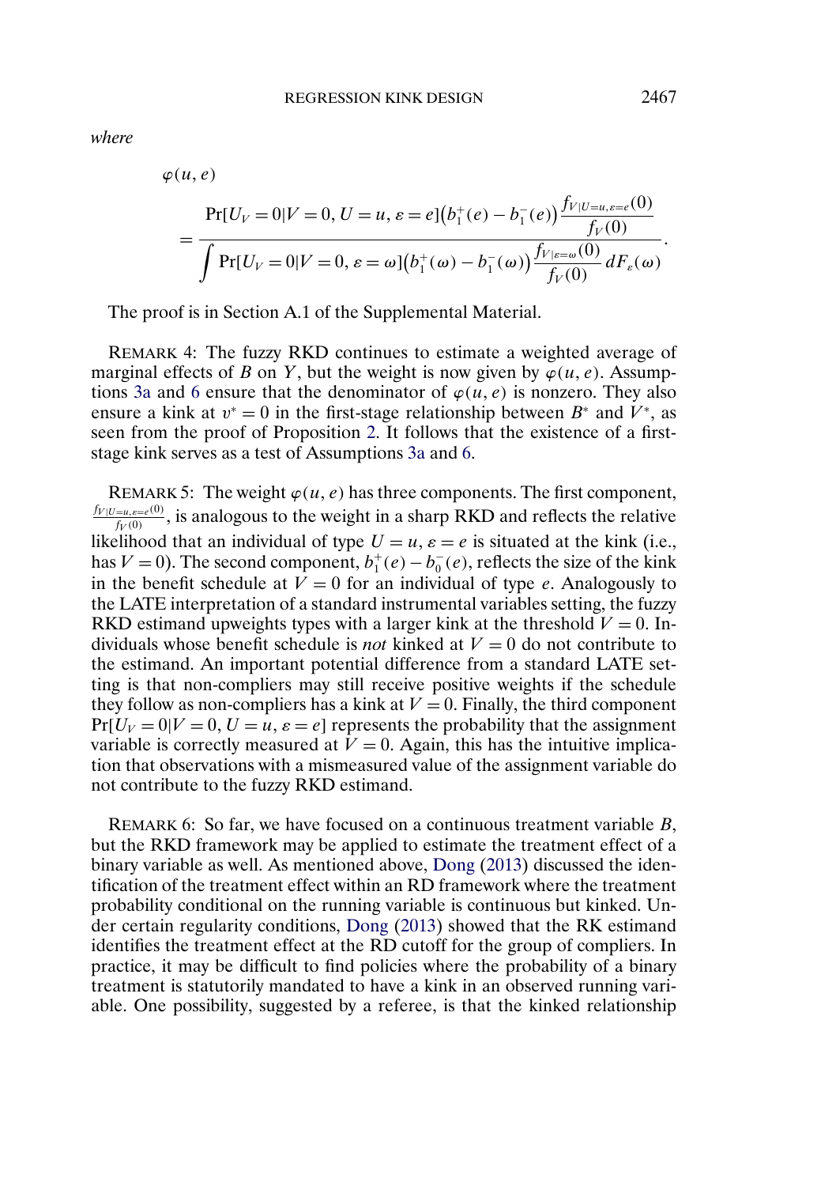*where*

$$\varphi(u, e) = \frac{\Pr[U_V = 0 | V = 0, U = u, \varepsilon = e]\big(b_1^+(e) - b_1^-(e)\big)\dfrac{f_{V|U=u,\varepsilon=e}(0)}{f_V(0)}}{\displaystyle\int \Pr[U_V = 0 | V = 0, \varepsilon = \omega]\big(b_1^+(\omega) - b_1^-(\omega)\big)\frac{f_{V|\varepsilon=\omega}(0)}{f_V(0)}\, dF_\varepsilon(\omega)}.$$

The proof is in Section A.1 of the Supplemental Material.

REMARK 4: The fuzzy RKD continues to estimate a weighted average of marginal effects of $B$ on $Y$, but the weight is now given by $\varphi(u, e)$. Assumptions 3a and 6 ensure that the denominator of $\varphi(u, e)$ is nonzero. They also ensure a kink at $v^* = 0$ in the first-stage relationship between $B^*$ and $V^*$, as seen from the proof of Proposition 2. It follows that the existence of a first-stage kink serves as a test of Assumptions 3a and 6.

REMARK 5: The weight $\varphi(u, e)$ has three components. The first component, $\frac{f_{V|U=u,\varepsilon=e}(0)}{f_V(0)}$, is analogous to the weight in a sharp RKD and reflects the relative likelihood that an individual of type $U = u, \varepsilon = e$ is situated at the kink (i.e., has $V = 0$). The second component, $b_1^+(e) - b_0^-(e)$, reflects the size of the kink in the benefit schedule at $V = 0$ for an individual of type $e$. Analogously to the LATE interpretation of a standard instrumental variables setting, the fuzzy RKD estimand upweights types with a larger kink at the threshold $V = 0$. Individuals whose benefit schedule is *not* kinked at $V = 0$ do not contribute to the estimand. An important potential difference from a standard LATE setting is that non-compliers may still receive positive weights if the schedule they follow as non-compliers has a kink at $V = 0$. Finally, the third component $\Pr[U_V = 0 | V = 0, U = u, \varepsilon = e]$ represents the probability that the assignment variable is correctly measured at $V = 0$. Again, this has the intuitive implication that observations with a mismeasured value of the assignment variable do not contribute to the fuzzy RKD estimand.

REMARK 6: So far, we have focused on a continuous treatment variable $B$, but the RKD framework may be applied to estimate the treatment effect of a binary variable as well. As mentioned above, Dong (2013) discussed the identification of the treatment effect within an RD framework where the treatment probability conditional on the running variable is continuous but kinked. Under certain regularity conditions, Dong (2013) showed that the RK estimand identifies the treatment effect at the RD cutoff for the group of compliers. In practice, it may be difficult to find policies where the probability of a binary treatment is statutorily mandated to have a kink in an observed running variable. One possibility, suggested by a referee, is that the kinked relationship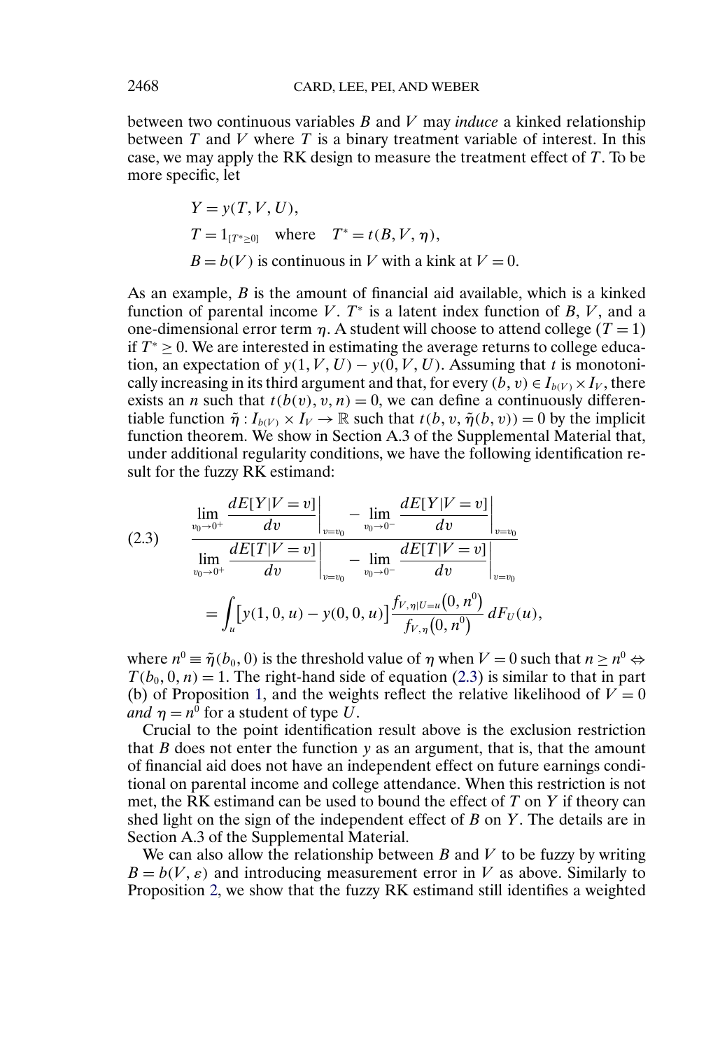between two continuous variables $B$ and $V$ may *induce* a kinked relationship between $T$ and $V$ where $T$ is a binary treatment variable of interest. In this case, we may apply the RK design to measure the treatment effect of $T$. To be more specific, let

$$
\begin{aligned}
&Y = y(T, V, U),\\
&T = 1_{[T^* \geq 0]} \quad \text{where} \quad T^* = t(B, V, \eta),\\
&B = b(V) \text{ is continuous in } V \text{ with a kink at } V = 0.
\end{aligned}
$$

As an example, $B$ is the amount of financial aid available, which is a kinked function of parental income $V$. $T^*$ is a latent index function of $B$, $V$, and a one-dimensional error term $\eta$. A student will choose to attend college ($T = 1$) if $T^* \geq 0$. We are interested in estimating the average returns to college education, an expectation of $y(1, V, U) - y(0, V, U)$. Assuming that $t$ is monotonically increasing in its third argument and that, for every $(b, v) \in I_{b(V)} \times I_V$, there exists an $n$ such that $t(b(v), v, n) = 0$, we can define a continuously differentiable function $\tilde{\eta} : I_{b(V)} \times I_V \to \mathbb{R}$ such that $t(b, v, \tilde{\eta}(b, v)) = 0$ by the implicit function theorem. We show in Section A.3 of the Supplemental Material that, under additional regularity conditions, we have the following identification result for the fuzzy RK estimand:

$$
\begin{aligned}
(2.3)\qquad &\frac{\lim\limits_{v_0 \to 0^+} \dfrac{dE[Y|V = v]}{dv}\Big|_{v=v_0} - \lim\limits_{v_0 \to 0^-} \dfrac{dE[Y|V = v]}{dv}\Big|_{v=v_0}}{\lim\limits_{v_0 \to 0^+} \dfrac{dE[T|V = v]}{dv}\Big|_{v=v_0} - \lim\limits_{v_0 \to 0^-} \dfrac{dE[T|V = v]}{dv}\Big|_{v=v_0}}\\
&\quad = \int_u \big[y(1, 0, u) - y(0, 0, u)\big] \frac{f_{V,\eta|U=u}(0, n^0)}{f_{V,\eta}(0, n^0)}\, dF_U(u),
\end{aligned}
$$

where $n^0 \equiv \tilde{\eta}(b_0, 0)$ is the threshold value of $\eta$ when $V = 0$ such that $n \geq n^0 \Leftrightarrow T(b_0, 0, n) = 1$. The right-hand side of equation (2.3) is similar to that in part (b) of Proposition 1, and the weights reflect the relative likelihood of $V = 0$ *and* $\eta = n^0$ for a student of type $U$.

Crucial to the point identification result above is the exclusion restriction that $B$ does not enter the function $y$ as an argument, that is, that the amount of financial aid does not have an independent effect on future earnings conditional on parental income and college attendance. When this restriction is not met, the RK estimand can be used to bound the effect of $T$ on $Y$ if theory can shed light on the sign of the independent effect of $B$ on $Y$. The details are in Section A.3 of the Supplemental Material.

We can also allow the relationship between $B$ and $V$ to be fuzzy by writing $B = b(V, \varepsilon)$ and introducing measurement error in $V$ as above. Similarly to Proposition 2, we show that the fuzzy RK estimand still identifies a weighted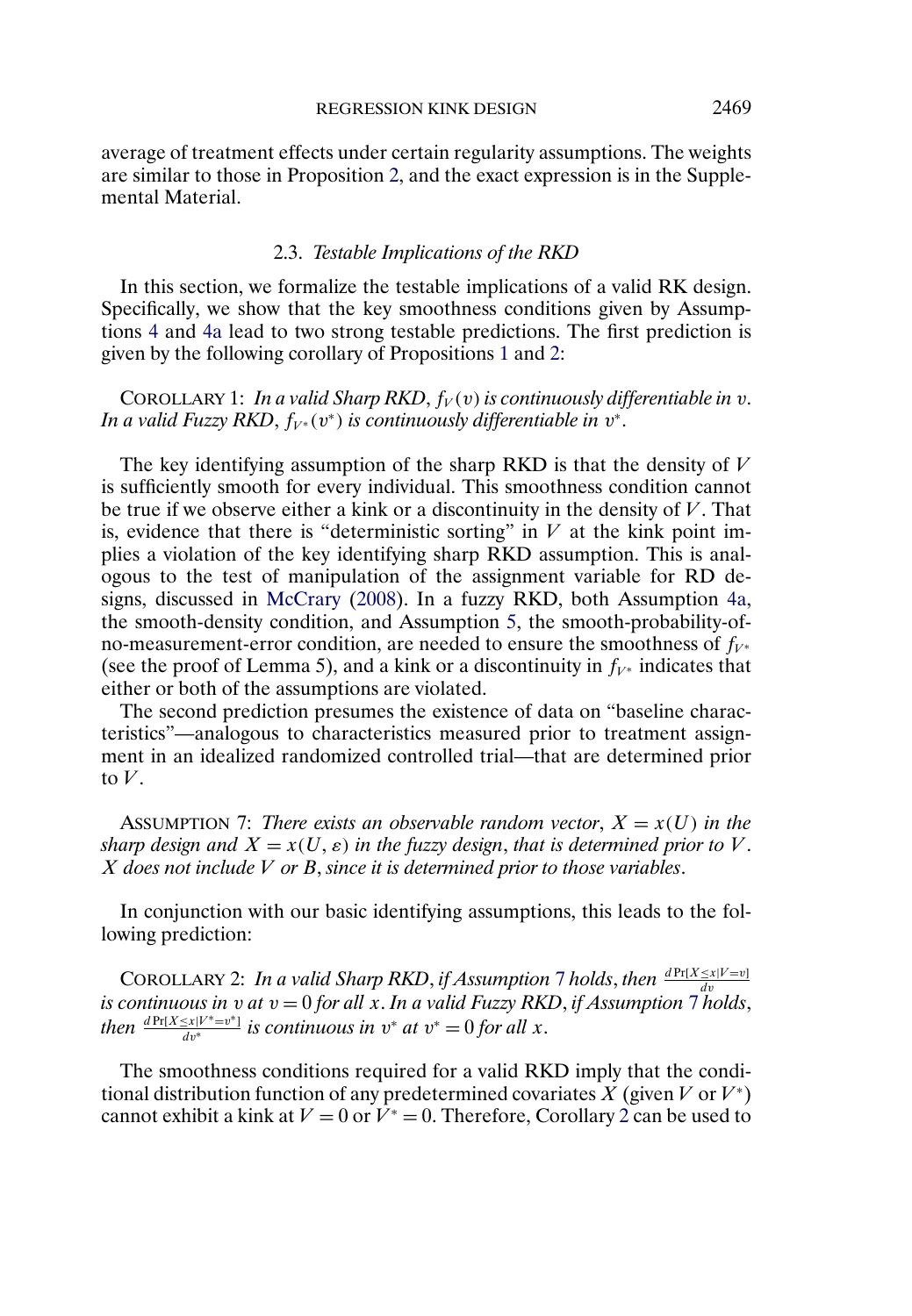average of treatment effects under certain regularity assumptions. The weights are similar to those in Proposition 2, and the exact expression is in the Supplemental Material.

### 2.3. *Testable Implications of the RKD*

In this section, we formalize the testable implications of a valid RK design. Specifically, we show that the key smoothness conditions given by Assumptions 4 and 4a lead to two strong testable predictions. The first prediction is given by the following corollary of Propositions 1 and 2:

COROLLARY 1: *In a valid Sharp RKD, $f_V(v)$ is continuously differentiable in $v$. In a valid Fuzzy RKD, $f_{V^*}(v^*)$ is continuously differentiable in $v^*$.*

The key identifying assumption of the sharp RKD is that the density of $V$ is sufficiently smooth for every individual. This smoothness condition cannot be true if we observe either a kink or a discontinuity in the density of $V$. That is, evidence that there is "deterministic sorting" in $V$ at the kink point implies a violation of the key identifying sharp RKD assumption. This is analogous to the test of manipulation of the assignment variable for RD designs, discussed in McCrary (2008). In a fuzzy RKD, both Assumption 4a, the smooth-density condition, and Assumption 5, the smooth-probability-of-no-measurement-error condition, are needed to ensure the smoothness of $f_{V^*}$ (see the proof of Lemma 5), and a kink or a discontinuity in $f_{V^*}$ indicates that either or both of the assumptions are violated.

The second prediction presumes the existence of data on "baseline characteristics"—analogous to characteristics measured prior to treatment assignment in an idealized randomized controlled trial—that are determined prior to $V$.

ASSUMPTION 7: *There exists an observable random vector, $X = x(U)$ in the sharp design and $X = x(U, \varepsilon)$ in the fuzzy design, that is determined prior to $V$. $X$ does not include $V$ or $B$, since it is determined prior to those variables.*

In conjunction with our basic identifying assumptions, this leads to the following prediction:

COROLLARY 2: *In a valid Sharp RKD, if Assumption 7 holds, then $\frac{d \Pr[X \leq x | V = v]}{dv}$ is continuous in $v$ at $v = 0$ for all $x$. In a valid Fuzzy RKD, if Assumption 7 holds, then $\frac{d \Pr[X \leq x | V^* = v^*]}{dv^*}$ is continuous in $v^*$ at $v^* = 0$ for all $x$.*

The smoothness conditions required for a valid RKD imply that the conditional distribution function of any predetermined covariates $X$ (given $V$ or $V^*$) cannot exhibit a kink at $V = 0$ or $V^* = 0$. Therefore, Corollary 2 can be used to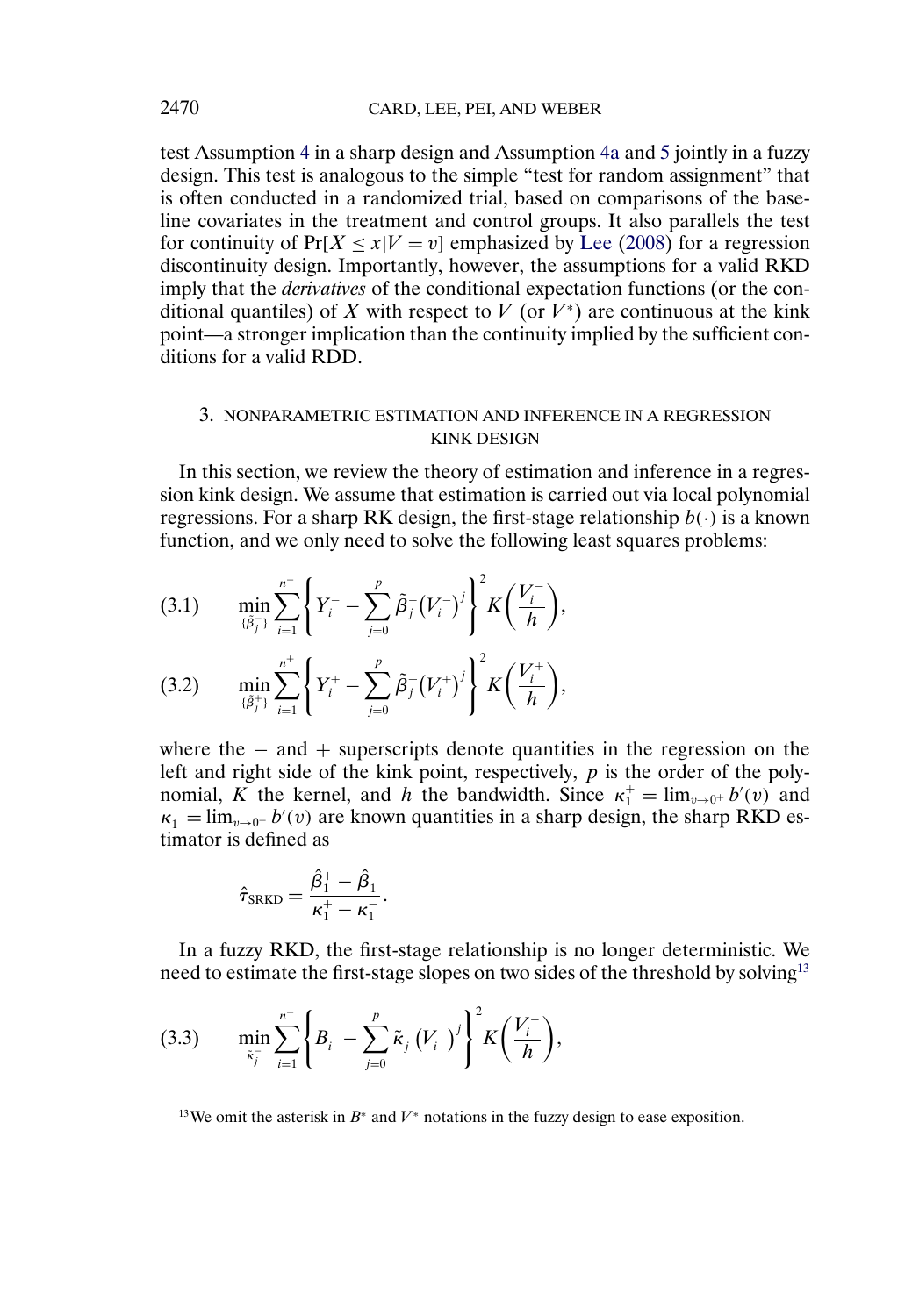test Assumption 4 in a sharp design and Assumption 4a and 5 jointly in a fuzzy design. This test is analogous to the simple "test for random assignment" that is often conducted in a randomized trial, based on comparisons of the baseline covariates in the treatment and control groups. It also parallels the test for continuity of $\Pr[X \leq x | V = v]$ emphasized by Lee (2008) for a regression discontinuity design. Importantly, however, the assumptions for a valid RKD imply that the *derivatives* of the conditional expectation functions (or the conditional quantiles) of $X$ with respect to $V$ (or $V^*$) are continuous at the kink point—a stronger implication than the continuity implied by the sufficient conditions for a valid RDD.

## 3. NONPARAMETRIC ESTIMATION AND INFERENCE IN A REGRESSION KINK DESIGN

In this section, we review the theory of estimation and inference in a regression kink design. We assume that estimation is carried out via local polynomial regressions. For a sharp RK design, the first-stage relationship $b(\cdot)$ is a known function, and we only need to solve the following least squares problems:

$$\min_{\{\tilde{\beta}_j^-\}} \sum_{i=1}^{n^-} \left\{ Y_i^- - \sum_{j=0}^{p} \tilde{\beta}_j^- (V_i^-)^j \right\}^2 K\left(\frac{V_i^-}{h}\right), \tag{3.1}$$

$$\min_{\{\tilde{\beta}_j^+\}} \sum_{i=1}^{n^+} \left\{ Y_i^+ - \sum_{j=0}^{p} \tilde{\beta}_j^+ (V_i^+)^j \right\}^2 K\left(\frac{V_i^+}{h}\right), \tag{3.2}$$

where the $-$ and $+$ superscripts denote quantities in the regression on the left and right side of the kink point, respectively, $p$ is the order of the polynomial, $K$ the kernel, and $h$ the bandwidth. Since $\kappa_1^+ = \lim_{v \to 0^+} b'(v)$ and $\kappa_1^- = \lim_{v \to 0^-} b'(v)$ are known quantities in a sharp design, the sharp RKD estimator is defined as

$$\hat{\tau}_{\text{SRKD}} = \frac{\hat{\beta}_1^+ - \hat{\beta}_1^-}{\kappa_1^+ - \kappa_1^-}.$$

In a fuzzy RKD, the first-stage relationship is no longer deterministic. We need to estimate the first-stage slopes on two sides of the threshold by solving[13]

$$\min_{\tilde{\kappa}_j^-} \sum_{i=1}^{n^-} \left\{ B_i^- - \sum_{j=0}^{p} \tilde{\kappa}_j^- (V_i^-)^j \right\}^2 K\left(\frac{V_i^-}{h}\right), \tag{3.3}$$

[13] We omit the asterisk in $B^*$ and $V^*$ notations in the fuzzy design to ease exposition.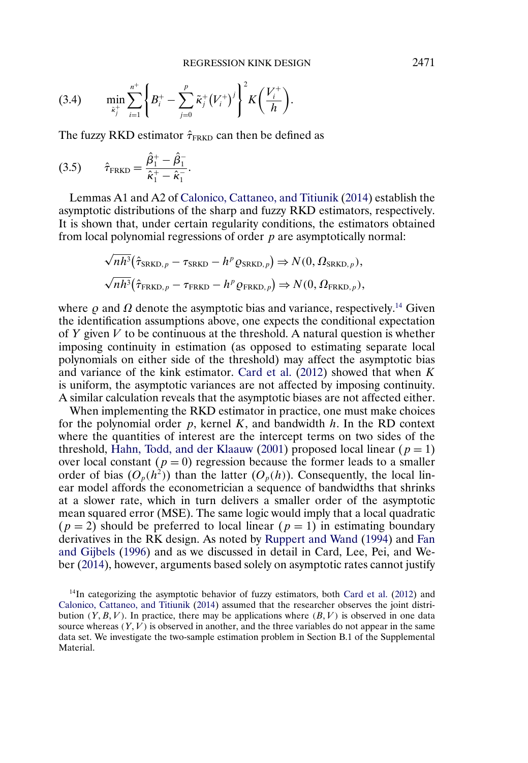$$\min_{\tilde{\kappa}_j^+} \sum_{i=1}^{n^+} \left\{ B_i^+ - \sum_{j=0}^{p} \tilde{\kappa}_j^+ (V_i^+)^j \right\}^2 K\left(\frac{V_i^+}{h}\right). \tag{3.4}$$

The fuzzy RKD estimator $\hat{\tau}_{\text{FRKD}}$ can then be defined as

$$\hat{\tau}_{\text{FRKD}} = \frac{\hat{\beta}_1^+ - \hat{\beta}_1^-}{\hat{\kappa}_1^+ - \hat{\kappa}_1^-}. \tag{3.5}$$

Lemmas A1 and A2 of Calonico, Cattaneo, and Titiunik (2014) establish the asymptotic distributions of the sharp and fuzzy RKD estimators, respectively. It is shown that, under certain regularity conditions, the estimators obtained from local polynomial regressions of order $p$ are asymptotically normal:

$$\sqrt{nh^3}\left(\hat{\tau}_{\text{SRKD},p} - \tau_{\text{SRKD}} - h^p \varrho_{\text{SRKD},p}\right) \Rightarrow N(0, \Omega_{\text{SRKD},p}),$$

$$\sqrt{nh^3}\left(\hat{\tau}_{\text{FRKD},p} - \tau_{\text{FRKD}} - h^p \varrho_{\text{FRKD},p}\right) \Rightarrow N(0, \Omega_{\text{FRKD},p}),$$

where $\varrho$ and $\Omega$ denote the asymptotic bias and variance, respectively.[14] Given the identification assumptions above, one expects the conditional expectation of $Y$ given $V$ to be continuous at the threshold. A natural question is whether imposing continuity in estimation (as opposed to estimating separate local polynomials on either side of the threshold) may affect the asymptotic bias and variance of the kink estimator. Card et al. (2012) showed that when $K$ is uniform, the asymptotic variances are not affected by imposing continuity. A similar calculation reveals that the asymptotic biases are not affected either.

When implementing the RKD estimator in practice, one must make choices for the polynomial order $p$, kernel $K$, and bandwidth $h$. In the RD context where the quantities of interest are the intercept terms on two sides of the threshold, Hahn, Todd, and der Klaauw (2001) proposed local linear ($p = 1$) over local constant ($p = 0$) regression because the former leads to a smaller order of bias ($O_p(h^2)$) than the latter ($O_p(h)$). Consequently, the local linear model affords the econometrician a sequence of bandwidths that shrinks at a slower rate, which in turn delivers a smaller order of the asymptotic mean squared error (MSE). The same logic would imply that a local quadratic ($p = 2$) should be preferred to local linear ($p = 1$) in estimating boundary derivatives in the RK design. As noted by Ruppert and Wand (1994) and Fan and Gijbels (1996) and as we discussed in detail in Card, Lee, Pei, and Weber (2014), however, arguments based solely on asymptotic rates cannot justify

[14]In categorizing the asymptotic behavior of fuzzy estimators, both Card et al. (2012) and Calonico, Cattaneo, and Titiunik (2014) assumed that the researcher observes the joint distribution $(Y, B, V)$. In practice, there may be applications where $(B, V)$ is observed in one data source whereas $(Y, V)$ is observed in another, and the three variables do not appear in the same data set. We investigate the two-sample estimation problem in Section B.1 of the Supplemental Material.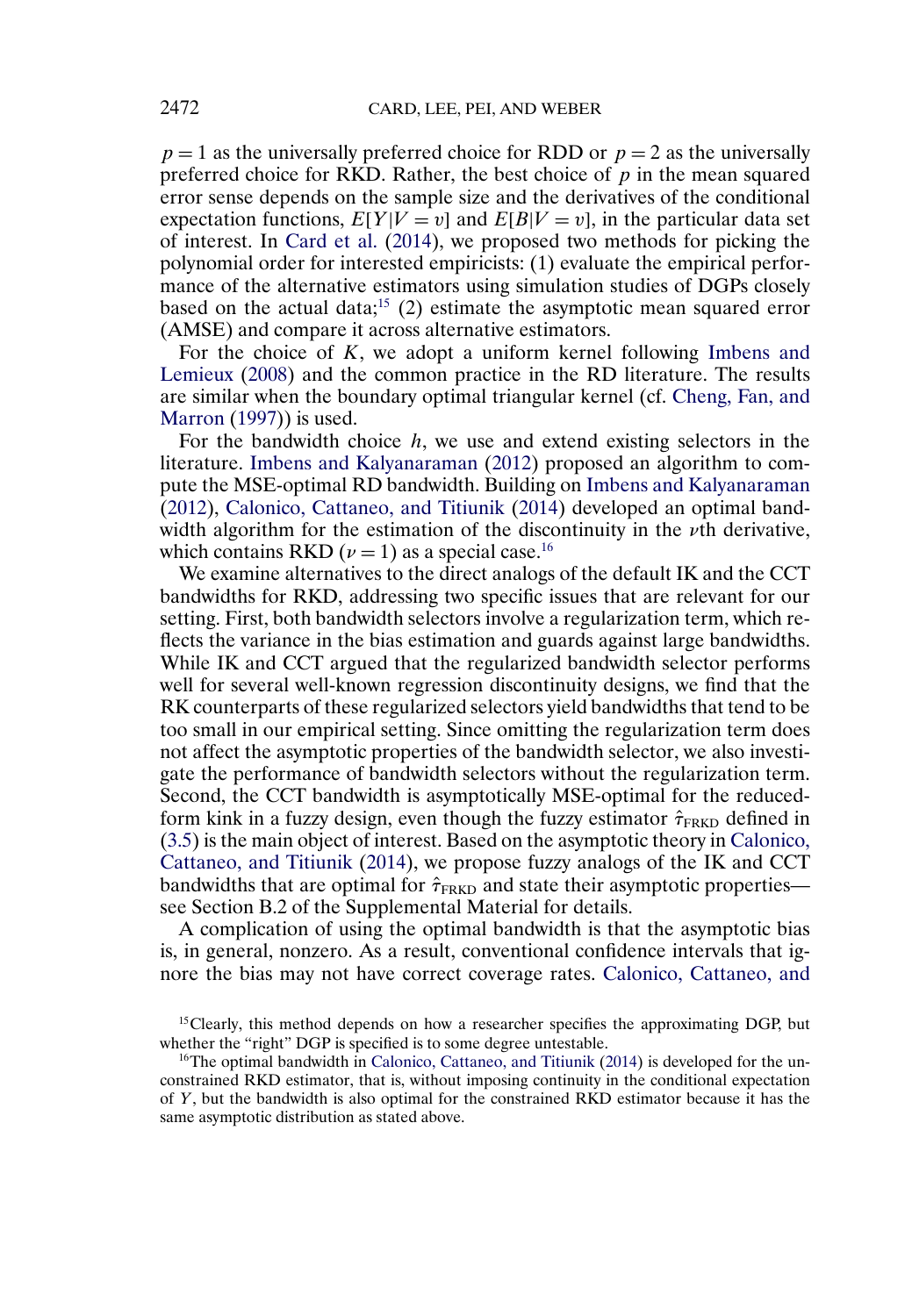$p = 1$ as the universally preferred choice for RDD or $p = 2$ as the universally preferred choice for RKD. Rather, the best choice of $p$ in the mean squared error sense depends on the sample size and the derivatives of the conditional expectation functions, $E[Y|V = v]$ and $E[B|V = v]$, in the particular data set of interest. In Card et al. (2014), we proposed two methods for picking the polynomial order for interested empiricists: (1) evaluate the empirical performance of the alternative estimators using simulation studies of DGPs closely based on the actual data;[15] (2) estimate the asymptotic mean squared error (AMSE) and compare it across alternative estimators.

For the choice of $K$, we adopt a uniform kernel following Imbens and Lemieux (2008) and the common practice in the RD literature. The results are similar when the boundary optimal triangular kernel (cf. Cheng, Fan, and Marron (1997)) is used.

For the bandwidth choice $h$, we use and extend existing selectors in the literature. Imbens and Kalyanaraman (2012) proposed an algorithm to compute the MSE-optimal RD bandwidth. Building on Imbens and Kalyanaraman (2012), Calonico, Cattaneo, and Titiunik (2014) developed an optimal bandwidth algorithm for the estimation of the discontinuity in the $\nu$th derivative, which contains RKD ($\nu = 1$) as a special case.[16]

We examine alternatives to the direct analogs of the default IK and the CCT bandwidths for RKD, addressing two specific issues that are relevant for our setting. First, both bandwidth selectors involve a regularization term, which reflects the variance in the bias estimation and guards against large bandwidths. While IK and CCT argued that the regularized bandwidth selector performs well for several well-known regression discontinuity designs, we find that the RK counterparts of these regularized selectors yield bandwidths that tend to be too small in our empirical setting. Since omitting the regularization term does not affect the asymptotic properties of the bandwidth selector, we also investigate the performance of bandwidth selectors without the regularization term. Second, the CCT bandwidth is asymptotically MSE-optimal for the reduced-form kink in a fuzzy design, even though the fuzzy estimator $\hat{\tau}_{\text{FRKD}}$ defined in (3.5) is the main object of interest. Based on the asymptotic theory in Calonico, Cattaneo, and Titiunik (2014), we propose fuzzy analogs of the IK and CCT bandwidths that are optimal for $\hat{\tau}_{\text{FRKD}}$ and state their asymptotic properties—see Section B.2 of the Supplemental Material for details.

A complication of using the optimal bandwidth is that the asymptotic bias is, in general, nonzero. As a result, conventional confidence intervals that ignore the bias may not have correct coverage rates. Calonico, Cattaneo, and

[15] Clearly, this method depends on how a researcher specifies the approximating DGP, but whether the "right" DGP is specified is to some degree untestable.

[16] The optimal bandwidth in Calonico, Cattaneo, and Titiunik (2014) is developed for the unconstrained RKD estimator, that is, without imposing continuity in the conditional expectation of $Y$, but the bandwidth is also optimal for the constrained RKD estimator because it has the same asymptotic distribution as stated above.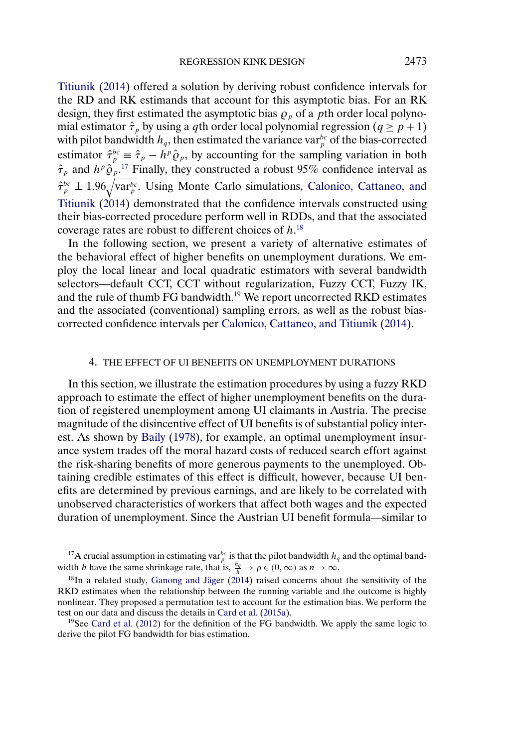Titiunik (2014) offered a solution by deriving robust confidence intervals for the RD and RK estimands that account for this asymptotic bias. For an RK design, they first estimated the asymptotic bias $\varrho_p$ of a $p$th order local polynomial estimator $\hat{\tau}_p$ by using a $q$th order local polynomial regression ($q \geq p+1$) with pilot bandwidth $h_q$, then estimated the variance $\text{var}_p^{bc}$ of the bias-corrected estimator $\hat{\tau}_p^{bc} \equiv \hat{\tau}_p - h^p \hat{\varrho}_p$, by accounting for the sampling variation in both $\hat{\tau}_p$ and $h^p \hat{\varrho}_p$.[17] Finally, they constructed a robust 95% confidence interval as $\hat{\tau}_p^{bc} \pm 1.96\sqrt{\text{var}_p^{bc}}$. Using Monte Carlo simulations, Calonico, Cattaneo, and Titiunik (2014) demonstrated that the confidence intervals constructed using their bias-corrected procedure perform well in RDDs, and that the associated coverage rates are robust to different choices of $h$.[18]

In the following section, we present a variety of alternative estimates of the behavioral effect of higher benefits on unemployment durations. We employ the local linear and local quadratic estimators with several bandwidth selectors—default CCT, CCT without regularization, Fuzzy CCT, Fuzzy IK, and the rule of thumb FG bandwidth.[19] We report uncorrected RKD estimates and the associated (conventional) sampling errors, as well as the robust bias-corrected confidence intervals per Calonico, Cattaneo, and Titiunik (2014).

## 4. THE EFFECT OF UI BENEFITS ON UNEMPLOYMENT DURATIONS

In this section, we illustrate the estimation procedures by using a fuzzy RKD approach to estimate the effect of higher unemployment benefits on the duration of registered unemployment among UI claimants in Austria. The precise magnitude of the disincentive effect of UI benefits is of substantial policy interest. As shown by Baily (1978), for example, an optimal unemployment insurance system trades off the moral hazard costs of reduced search effort against the risk-sharing benefits of more generous payments to the unemployed. Obtaining credible estimates of this effect is difficult, however, because UI benefits are determined by previous earnings, and are likely to be correlated with unobserved characteristics of workers that affect both wages and the expected duration of unemployment. Since the Austrian UI benefit formula—similar to

[17]A crucial assumption in estimating $\text{var}_p^{bc}$ is that the pilot bandwidth $h_q$ and the optimal bandwidth $h$ have the same shrinkage rate, that is, $\frac{h_q}{h} \to \rho \in (0, \infty)$ as $n \to \infty$.

[18]In a related study, Ganong and Jäger (2014) raised concerns about the sensitivity of the RKD estimates when the relationship between the running variable and the outcome is highly nonlinear. They proposed a permutation test to account for the estimation bias. We perform the test on our data and discuss the details in Card et al. (2015a).

[19]See Card et al. (2012) for the definition of the FG bandwidth. We apply the same logic to derive the pilot FG bandwidth for bias estimation.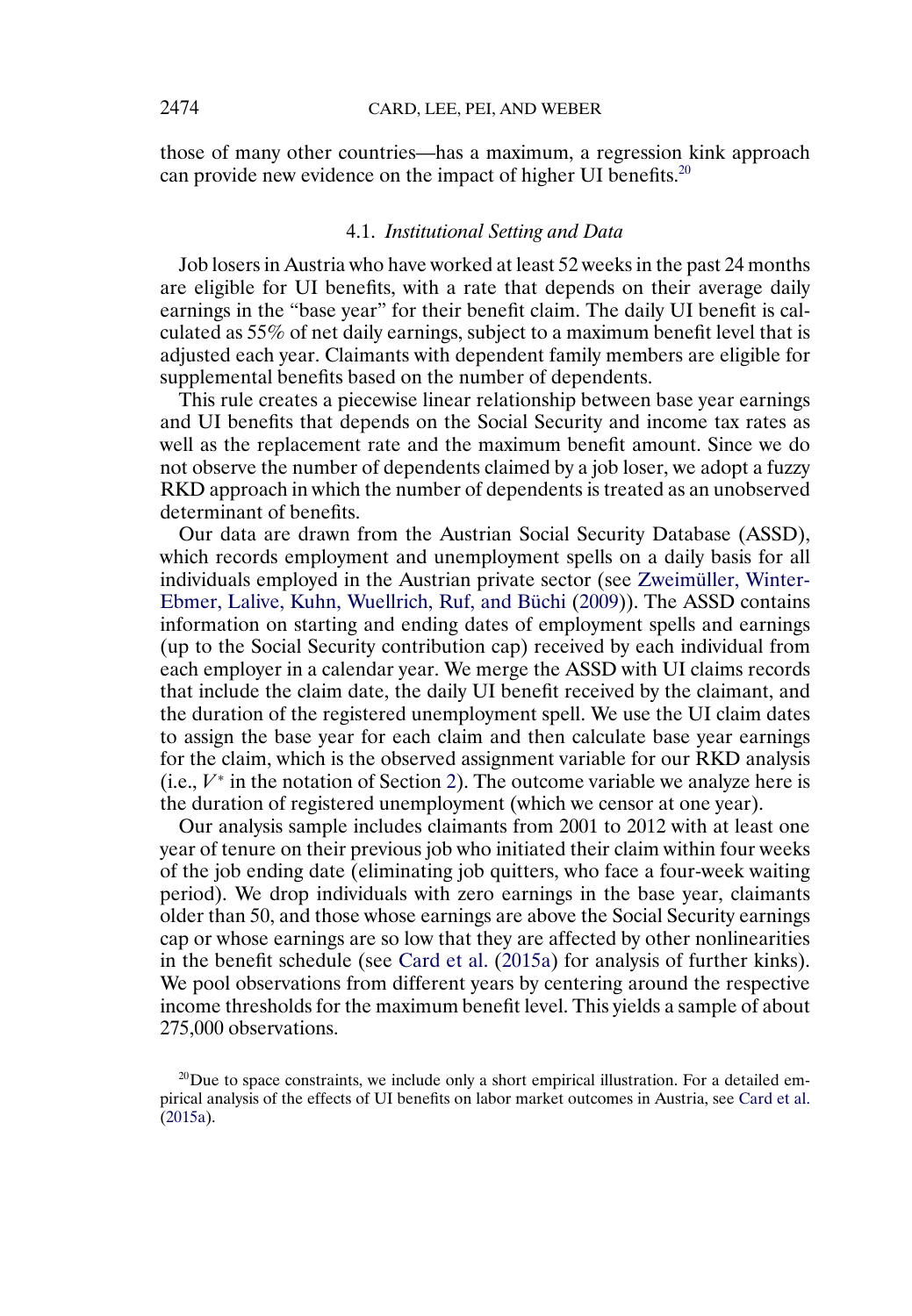those of many other countries—has a maximum, a regression kink approach can provide new evidence on the impact of higher UI benefits.[20]

### 4.1. *Institutional Setting and Data*

Job losers in Austria who have worked at least 52 weeks in the past 24 months are eligible for UI benefits, with a rate that depends on their average daily earnings in the "base year" for their benefit claim. The daily UI benefit is calculated as 55% of net daily earnings, subject to a maximum benefit level that is adjusted each year. Claimants with dependent family members are eligible for supplemental benefits based on the number of dependents.

This rule creates a piecewise linear relationship between base year earnings and UI benefits that depends on the Social Security and income tax rates as well as the replacement rate and the maximum benefit amount. Since we do not observe the number of dependents claimed by a job loser, we adopt a fuzzy RKD approach in which the number of dependents is treated as an unobserved determinant of benefits.

Our data are drawn from the Austrian Social Security Database (ASSD), which records employment and unemployment spells on a daily basis for all individuals employed in the Austrian private sector (see Zweimüller, Winter-Ebmer, Lalive, Kuhn, Wuellrich, Ruf, and Büchi (2009)). The ASSD contains information on starting and ending dates of employment spells and earnings (up to the Social Security contribution cap) received by each individual from each employer in a calendar year. We merge the ASSD with UI claims records that include the claim date, the daily UI benefit received by the claimant, and the duration of the registered unemployment spell. We use the UI claim dates to assign the base year for each claim and then calculate base year earnings for the claim, which is the observed assignment variable for our RKD analysis (i.e., $V^*$ in the notation of Section 2). The outcome variable we analyze here is the duration of registered unemployment (which we censor at one year).

Our analysis sample includes claimants from 2001 to 2012 with at least one year of tenure on their previous job who initiated their claim within four weeks of the job ending date (eliminating job quitters, who face a four-week waiting period). We drop individuals with zero earnings in the base year, claimants older than 50, and those whose earnings are above the Social Security earnings cap or whose earnings are so low that they are affected by other nonlinearities in the benefit schedule (see Card et al. (2015a) for analysis of further kinks). We pool observations from different years by centering around the respective income thresholds for the maximum benefit level. This yields a sample of about 275,000 observations.

[20] Due to space constraints, we include only a short empirical illustration. For a detailed empirical analysis of the effects of UI benefits on labor market outcomes in Austria, see Card et al. (2015a).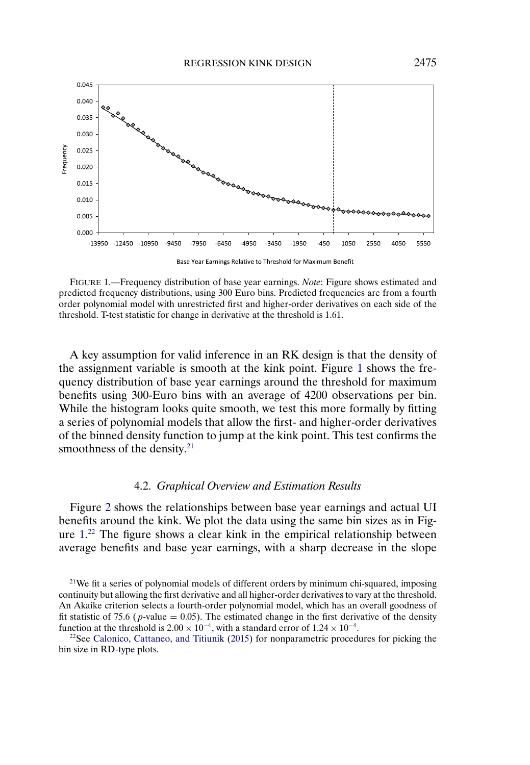FIGURE 1.—Frequency distribution of base year earnings. *Note*: Figure shows estimated and predicted frequency distributions, using 300 Euro bins. Predicted frequencies are from a fourth order polynomial model with unrestricted first and higher-order derivatives on each side of the threshold. T-test statistic for change in derivative at the threshold is 1.61.

A key assumption for valid inference in an RK design is that the density of the assignment variable is smooth at the kink point. Figure 1 shows the frequency distribution of base year earnings around the threshold for maximum benefits using 300-Euro bins with an average of 4200 observations per bin. While the histogram looks quite smooth, we test this more formally by fitting a series of polynomial models that allow the first- and higher-order derivatives of the binned density function to jump at the kink point. This test confirms the smoothness of the density.[21]

### 4.2. *Graphical Overview and Estimation Results*

Figure 2 shows the relationships between base year earnings and actual UI benefits around the kink. We plot the data using the same bin sizes as in Figure 1.[22] The figure shows a clear kink in the empirical relationship between average benefits and base year earnings, with a sharp decrease in the slope

[21]We fit a series of polynomial models of different orders by minimum chi-squared, imposing continuity but allowing the first derivative and all higher-order derivatives to vary at the threshold. An Akaike criterion selects a fourth-order polynomial model, which has an overall goodness of fit statistic of 75.6 ($p$-value $= 0.05$). The estimated change in the first derivative of the density function at the threshold is $2.00 \times 10^{-4}$, with a standard error of $1.24 \times 10^{-4}$.

[22]See Calonico, Cattaneo, and Titiunik (2015) for nonparametric procedures for picking the bin size in RD-type plots.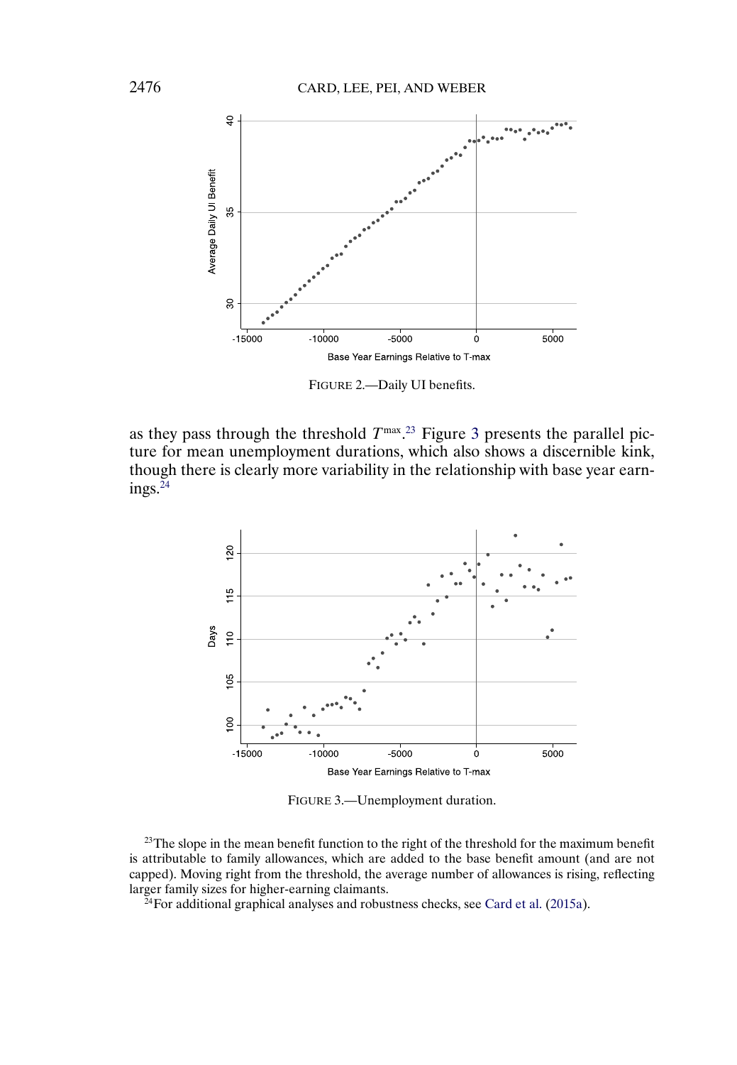FIGURE 2.—Daily UI benefits.

as they pass through the threshold $T^{\max}$.[23] Figure 3 presents the parallel picture for mean unemployment durations, which also shows a discernible kink, though there is clearly more variability in the relationship with base year earnings.[24]

FIGURE 3.—Unemployment duration.

[23]The slope in the mean benefit function to the right of the threshold for the maximum benefit is attributable to family allowances, which are added to the base benefit amount (and are not capped). Moving right from the threshold, the average number of allowances is rising, reflecting larger family sizes for higher-earning claimants.

[24]For additional graphical analyses and robustness checks, see Card et al. (2015a).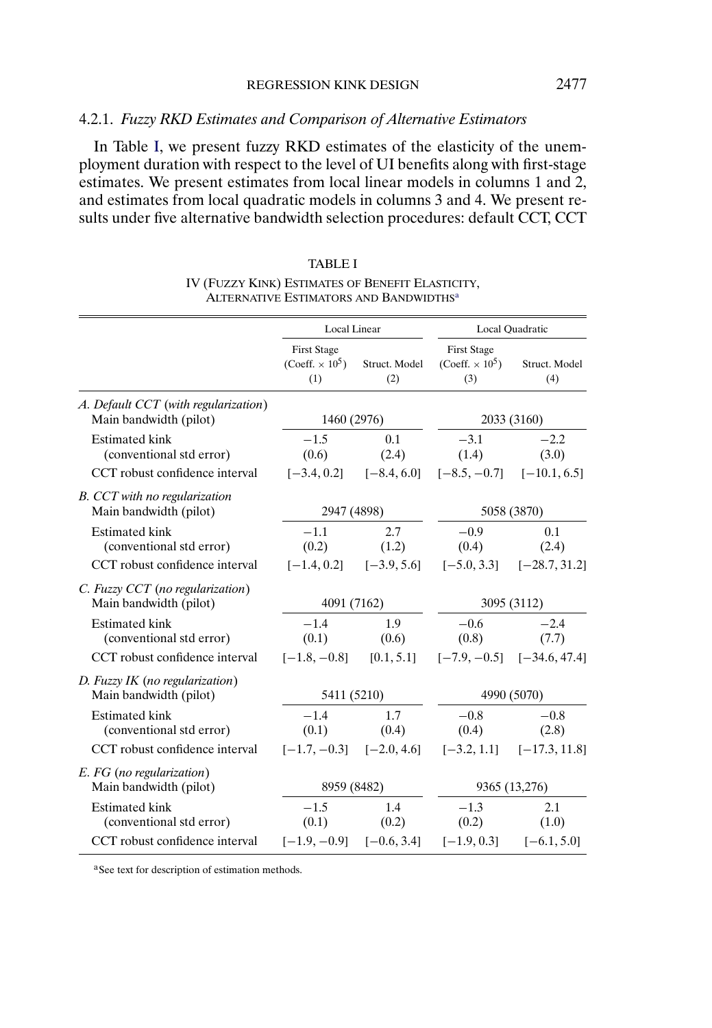#### 4.2.1. *Fuzzy RKD Estimates and Comparison of Alternative Estimators*

In Table I, we present fuzzy RKD estimates of the elasticity of the unemployment duration with respect to the level of UI benefits along with first-stage estimates. We present estimates from local linear models in columns 1 and 2, and estimates from local quadratic models in columns 3 and 4. We present results under five alternative bandwidth selection procedures: default CCT, CCT

TABLE I

IV (FUZZY KINK) ESTIMATES OF BENEFIT ELASTICITY, ALTERNATIVE ESTIMATORS AND BANDWIDTHS[a]

| | Local Linear | | Local Quadratic | |
|---|---|---|---|---|
| | First Stage (Coeff. $\times 10^5$) (1) | Struct. Model (2) | First Stage (Coeff. $\times 10^5$) (3) | Struct. Model (4) |
| *A. Default CCT (with regularization)* | | | | |
| Main bandwidth (pilot) | 1460 (2976) | | 2033 (3160) | |
| Estimated kink | −1.5 | 0.1 | −3.1 | −2.2 |
| (conventional std error) | (0.6) | (2.4) | (1.4) | (3.0) |
| CCT robust confidence interval | [−3.4, 0.2] | [−8.4, 6.0] | [−8.5, −0.7] | [−10.1, 6.5] |
| *B. CCT with no regularization* | | | | |
| Main bandwidth (pilot) | 2947 (4898) | | 5058 (3870) | |
| Estimated kink | −1.1 | 2.7 | −0.9 | 0.1 |
| (conventional std error) | (0.2) | (1.2) | (0.4) | (2.4) |
| CCT robust confidence interval | [−1.4, 0.2] | [−3.9, 5.6] | [−5.0, 3.3] | [−28.7, 31.2] |
| *C. Fuzzy CCT (no regularization)* | | | | |
| Main bandwidth (pilot) | 4091 (7162) | | 3095 (3112) | |
| Estimated kink | −1.4 | 1.9 | −0.6 | −2.4 |
| (conventional std error) | (0.1) | (0.6) | (0.8) | (7.7) |
| CCT robust confidence interval | [−1.8, −0.8] | [0.1, 5.1] | [−7.9, −0.5] | [−34.6, 47.4] |
| *D. Fuzzy IK (no regularization)* | | | | |
| Main bandwidth (pilot) | 5411 (5210) | | 4990 (5070) | |
| Estimated kink | −1.4 | 1.7 | −0.8 | −0.8 |
| (conventional std error) | (0.1) | (0.4) | (0.4) | (2.8) |
| CCT robust confidence interval | [−1.7, −0.3] | [−2.0, 4.6] | [−3.2, 1.1] | [−17.3, 11.8] |
| *E. FG (no regularization)* | | | | |
| Main bandwidth (pilot) | 8959 (8482) | | 9365 (13,276) | |
| Estimated kink | −1.5 | 1.4 | −1.3 | 2.1 |
| (conventional std error) | (0.1) | (0.2) | (0.2) | (1.0) |
| CCT robust confidence interval | [−1.9, −0.9] | [−0.6, 3.4] | [−1.9, 0.3] | [−6.1, 5.0] |

[a]See text for description of estimation methods.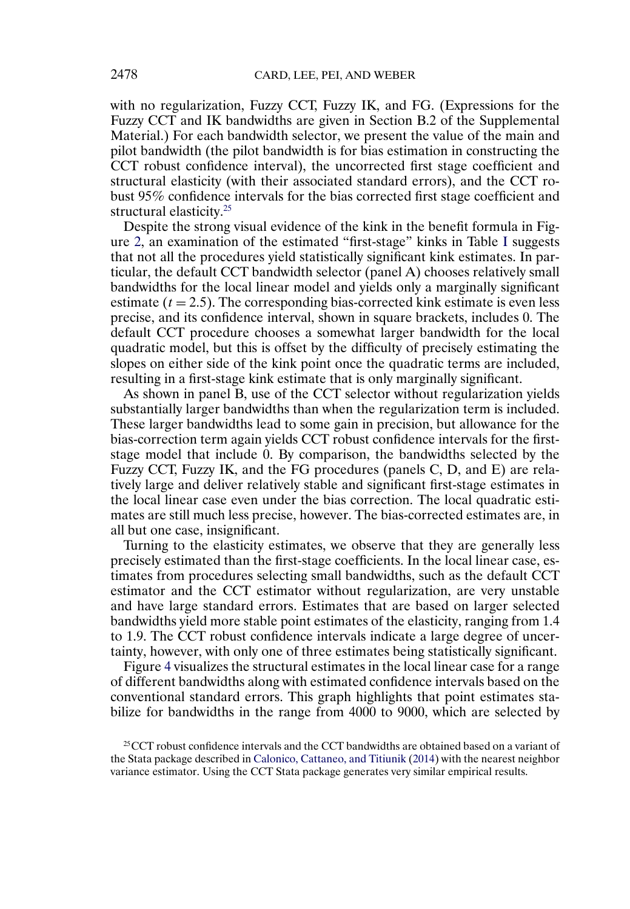with no regularization, Fuzzy CCT, Fuzzy IK, and FG. (Expressions for the Fuzzy CCT and IK bandwidths are given in Section B.2 of the Supplemental Material.) For each bandwidth selector, we present the value of the main and pilot bandwidth (the pilot bandwidth is for bias estimation in constructing the CCT robust confidence interval), the uncorrected first stage coefficient and structural elasticity (with their associated standard errors), and the CCT robust 95% confidence intervals for the bias corrected first stage coefficient and structural elasticity.[25]

Despite the strong visual evidence of the kink in the benefit formula in Figure 2, an examination of the estimated "first-stage" kinks in Table I suggests that not all the procedures yield statistically significant kink estimates. In particular, the default CCT bandwidth selector (panel A) chooses relatively small bandwidths for the local linear model and yields only a marginally significant estimate ($t = 2.5$). The corresponding bias-corrected kink estimate is even less precise, and its confidence interval, shown in square brackets, includes 0. The default CCT procedure chooses a somewhat larger bandwidth for the local quadratic model, but this is offset by the difficulty of precisely estimating the slopes on either side of the kink point once the quadratic terms are included, resulting in a first-stage kink estimate that is only marginally significant.

As shown in panel B, use of the CCT selector without regularization yields substantially larger bandwidths than when the regularization term is included. These larger bandwidths lead to some gain in precision, but allowance for the bias-correction term again yields CCT robust confidence intervals for the first-stage model that include 0. By comparison, the bandwidths selected by the Fuzzy CCT, Fuzzy IK, and the FG procedures (panels C, D, and E) are relatively large and deliver relatively stable and significant first-stage estimates in the local linear case even under the bias correction. The local quadratic estimates are still much less precise, however. The bias-corrected estimates are, in all but one case, insignificant.

Turning to the elasticity estimates, we observe that they are generally less precisely estimated than the first-stage coefficients. In the local linear case, estimates from procedures selecting small bandwidths, such as the default CCT estimator and the CCT estimator without regularization, are very unstable and have large standard errors. Estimates that are based on larger selected bandwidths yield more stable point estimates of the elasticity, ranging from 1.4 to 1.9. The CCT robust confidence intervals indicate a large degree of uncertainty, however, with only one of three estimates being statistically significant.

Figure 4 visualizes the structural estimates in the local linear case for a range of different bandwidths along with estimated confidence intervals based on the conventional standard errors. This graph highlights that point estimates stabilize for bandwidths in the range from 4000 to 9000, which are selected by

[25]CCT robust confidence intervals and the CCT bandwidths are obtained based on a variant of the Stata package described in Calonico, Cattaneo, and Titiunik (2014) with the nearest neighbor variance estimator. Using the CCT Stata package generates very similar empirical results.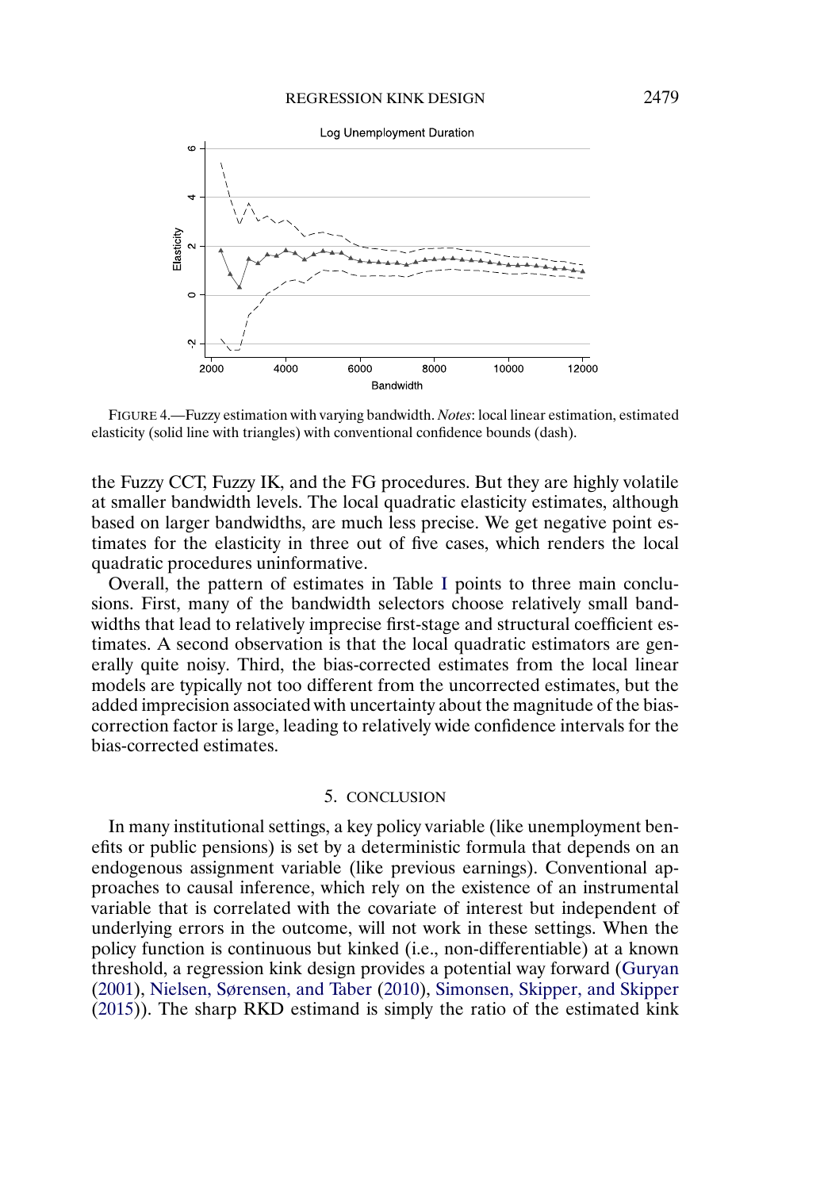FIGURE 4.—Fuzzy estimation with varying bandwidth. *Notes*: local linear estimation, estimated elasticity (solid line with triangles) with conventional confidence bounds (dash).

the Fuzzy CCT, Fuzzy IK, and the FG procedures. But they are highly volatile at smaller bandwidth levels. The local quadratic elasticity estimates, although based on larger bandwidths, are much less precise. We get negative point estimates for the elasticity in three out of five cases, which renders the local quadratic procedures uninformative.

Overall, the pattern of estimates in Table I points to three main conclusions. First, many of the bandwidth selectors choose relatively small bandwidths that lead to relatively imprecise first-stage and structural coefficient estimates. A second observation is that the local quadratic estimators are generally quite noisy. Third, the bias-corrected estimates from the local linear models are typically not too different from the uncorrected estimates, but the added imprecision associated with uncertainty about the magnitude of the bias-correction factor is large, leading to relatively wide confidence intervals for the bias-corrected estimates.

## 5. CONCLUSION

In many institutional settings, a key policy variable (like unemployment benefits or public pensions) is set by a deterministic formula that depends on an endogenous assignment variable (like previous earnings). Conventional approaches to causal inference, which rely on the existence of an instrumental variable that is correlated with the covariate of interest but independent of underlying errors in the outcome, will not work in these settings. When the policy function is continuous but kinked (i.e., non-differentiable) at a known threshold, a regression kink design provides a potential way forward (Guryan (2001), Nielsen, Sørensen, and Taber (2010), Simonsen, Skipper, and Skipper (2015)). The sharp RKD estimand is simply the ratio of the estimated kink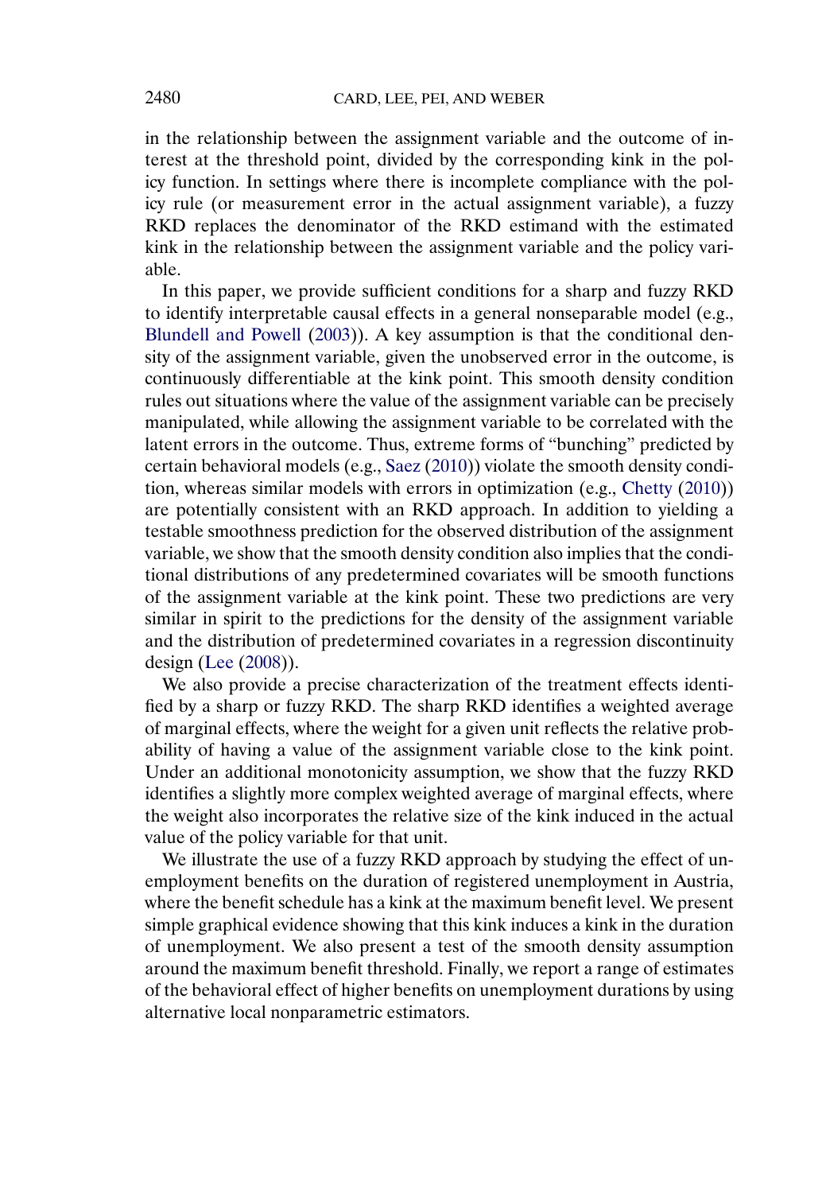in the relationship between the assignment variable and the outcome of interest at the threshold point, divided by the corresponding kink in the policy function. In settings where there is incomplete compliance with the policy rule (or measurement error in the actual assignment variable), a fuzzy RKD replaces the denominator of the RKD estimand with the estimated kink in the relationship between the assignment variable and the policy variable.

In this paper, we provide sufficient conditions for a sharp and fuzzy RKD to identify interpretable causal effects in a general nonseparable model (e.g., Blundell and Powell (2003)). A key assumption is that the conditional density of the assignment variable, given the unobserved error in the outcome, is continuously differentiable at the kink point. This smooth density condition rules out situations where the value of the assignment variable can be precisely manipulated, while allowing the assignment variable to be correlated with the latent errors in the outcome. Thus, extreme forms of "bunching" predicted by certain behavioral models (e.g., Saez (2010)) violate the smooth density condition, whereas similar models with errors in optimization (e.g., Chetty (2010)) are potentially consistent with an RKD approach. In addition to yielding a testable smoothness prediction for the observed distribution of the assignment variable, we show that the smooth density condition also implies that the conditional distributions of any predetermined covariates will be smooth functions of the assignment variable at the kink point. These two predictions are very similar in spirit to the predictions for the density of the assignment variable and the distribution of predetermined covariates in a regression discontinuity design (Lee (2008)).

We also provide a precise characterization of the treatment effects identified by a sharp or fuzzy RKD. The sharp RKD identifies a weighted average of marginal effects, where the weight for a given unit reflects the relative probability of having a value of the assignment variable close to the kink point. Under an additional monotonicity assumption, we show that the fuzzy RKD identifies a slightly more complex weighted average of marginal effects, where the weight also incorporates the relative size of the kink induced in the actual value of the policy variable for that unit.

We illustrate the use of a fuzzy RKD approach by studying the effect of unemployment benefits on the duration of registered unemployment in Austria, where the benefit schedule has a kink at the maximum benefit level. We present simple graphical evidence showing that this kink induces a kink in the duration of unemployment. We also present a test of the smooth density assumption around the maximum benefit threshold. Finally, we report a range of estimates of the behavioral effect of higher benefits on unemployment durations by using alternative local nonparametric estimators.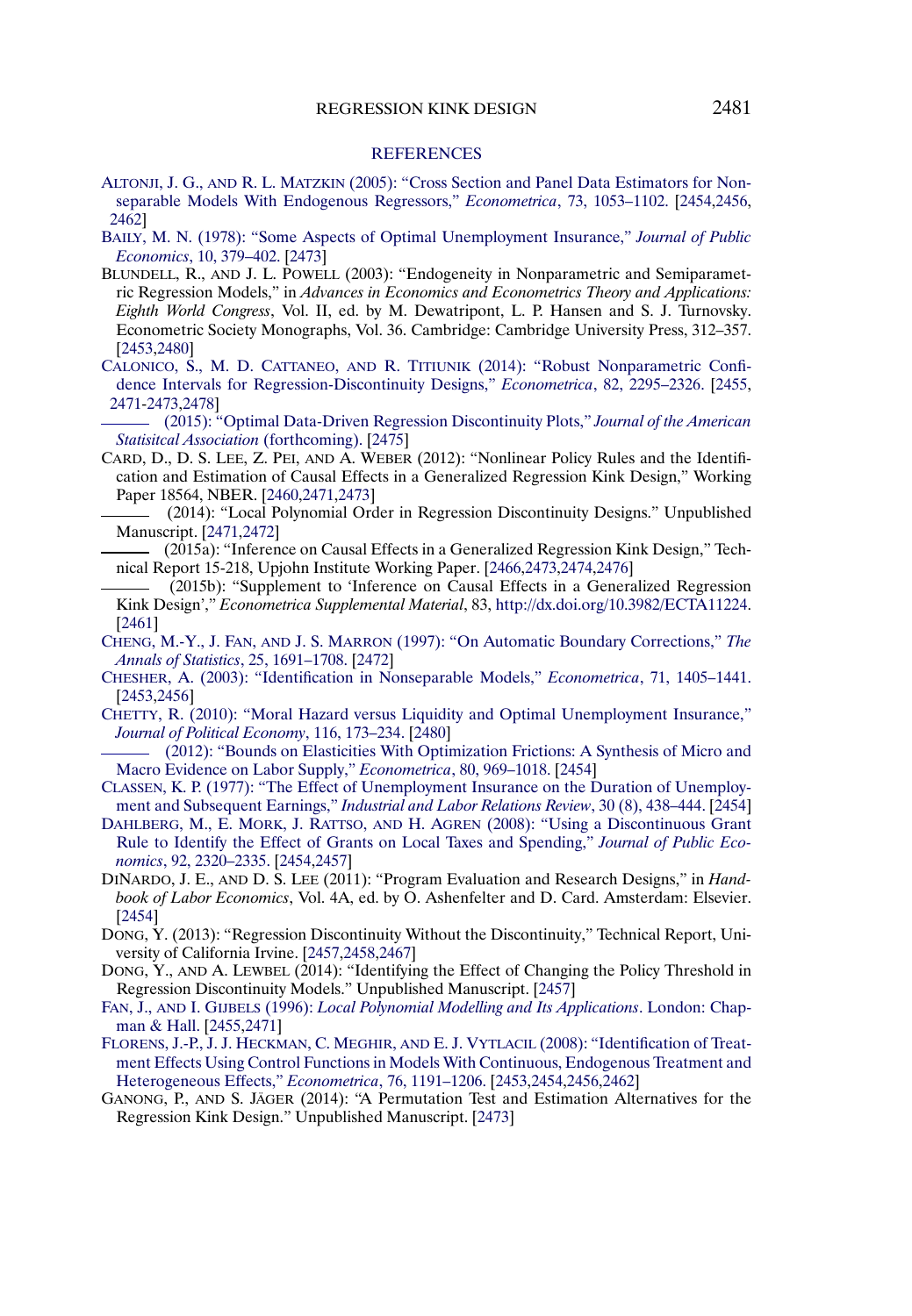## REFERENCES

ALTONJI, J. G., AND R. L. MATZKIN (2005): "Cross Section and Panel Data Estimators for Nonseparable Models With Endogenous Regressors," *Econometrica*, 73, 1053–1102. [2454,2456, 2462]

BAILY, M. N. (1978): "Some Aspects of Optimal Unemployment Insurance," *Journal of Public Economics*, 10, 379–402. [2473]

BLUNDELL, R., AND J. L. POWELL (2003): "Endogeneity in Nonparametric and Semiparametric Regression Models," in *Advances in Economics and Econometrics Theory and Applications: Eighth World Congress*, Vol. II, ed. by M. Dewatripont, L. P. Hansen and S. J. Turnovsky. Econometric Society Monographs, Vol. 36. Cambridge: Cambridge University Press, 312–357. [2453,2480]

CALONICO, S., M. D. CATTANEO, AND R. TITIUNIK (2014): "Robust Nonparametric Confidence Intervals for Regression-Discontinuity Designs," *Econometrica*, 82, 2295–2326. [2455, 2471-2473,2478]

——— (2015): "Optimal Data-Driven Regression Discontinuity Plots," *Journal of the American Statisitcal Association* (forthcoming). [2475]

CARD, D., D. S. LEE, Z. PEI, AND A. WEBER (2012): "Nonlinear Policy Rules and the Identification and Estimation of Causal Effects in a Generalized Regression Kink Design," Working Paper 18564, NBER. [2460,2471,2473]

——— (2014): "Local Polynomial Order in Regression Discontinuity Designs." Unpublished Manuscript. [2471,2472]

——— (2015a): "Inference on Causal Effects in a Generalized Regression Kink Design," Technical Report 15-218, Upjohn Institute Working Paper. [2466,2473,2474,2476]

——— (2015b): "Supplement to 'Inference on Causal Effects in a Generalized Regression Kink Design'," *Econometrica Supplemental Material*, 83, http://dx.doi.org/10.3982/ECTA11224. [2461]

CHENG, M.-Y., J. FAN, AND J. S. MARRON (1997): "On Automatic Boundary Corrections," *The Annals of Statistics*, 25, 1691–1708. [2472]

CHESHER, A. (2003): "Identification in Nonseparable Models," *Econometrica*, 71, 1405–1441. [2453,2456]

CHETTY, R. (2010): "Moral Hazard versus Liquidity and Optimal Unemployment Insurance," *Journal of Political Economy*, 116, 173–234. [2480]

——— (2012): "Bounds on Elasticities With Optimization Frictions: A Synthesis of Micro and Macro Evidence on Labor Supply," *Econometrica*, 80, 969–1018. [2454]

CLASSEN, K. P. (1977): "The Effect of Unemployment Insurance on the Duration of Unemployment and Subsequent Earnings," *Industrial and Labor Relations Review*, 30 (8), 438–444. [2454]

DAHLBERG, M., E. MORK, J. RATTSO, AND H. AGREN (2008): "Using a Discontinuous Grant Rule to Identify the Effect of Grants on Local Taxes and Spending," *Journal of Public Economics*, 92, 2320–2335. [2454,2457]

DINARDO, J. E., AND D. S. LEE (2011): "Program Evaluation and Research Designs," in *Handbook of Labor Economics*, Vol. 4A, ed. by O. Ashenfelter and D. Card. Amsterdam: Elsevier. [2454]

DONG, Y. (2013): "Regression Discontinuity Without the Discontinuity," Technical Report, University of California Irvine. [2457,2458,2467]

DONG, Y., AND A. LEWBEL (2014): "Identifying the Effect of Changing the Policy Threshold in Regression Discontinuity Models." Unpublished Manuscript. [2457]

FAN, J., AND I. GIJBELS (1996): *Local Polynomial Modelling and Its Applications*. London: Chapman & Hall. [2455,2471]

FLORENS, J.-P., J. J. HECKMAN, C. MEGHIR, AND E. J. VYTLACIL (2008): "Identification of Treatment Effects Using Control Functions in Models With Continuous, Endogenous Treatment and Heterogeneous Effects," *Econometrica*, 76, 1191–1206. [2453,2454,2456,2462]

GANONG, P., AND S. JÄGER (2014): "A Permutation Test and Estimation Alternatives for the Regression Kink Design." Unpublished Manuscript. [2473]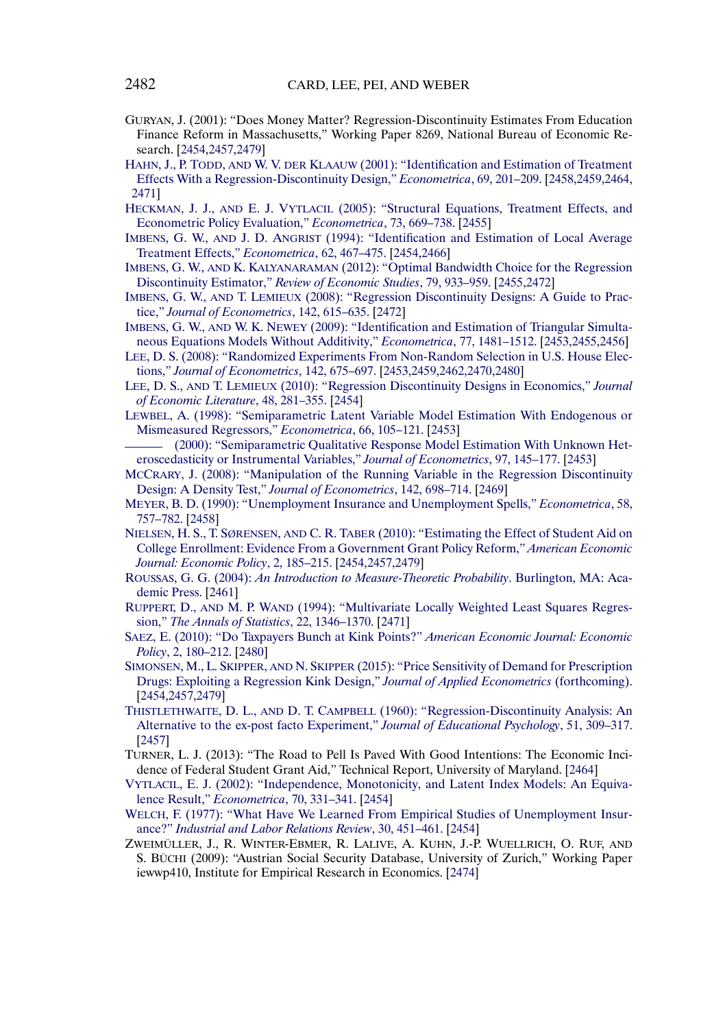GURYAN, J. (2001): "Does Money Matter? Regression-Discontinuity Estimates From Education Finance Reform in Massachusetts," Working Paper 8269, National Bureau of Economic Research. [2454,2457,2479]

HAHN, J., P. TODD, AND W. V. DER KLAAUW (2001): "Identification and Estimation of Treatment Effects With a Regression-Discontinuity Design," *Econometrica*, 69, 201–209. [2458,2459,2464, 2471]

HECKMAN, J. J., AND E. J. VYTLACIL (2005): "Structural Equations, Treatment Effects, and Econometric Policy Evaluation," *Econometrica*, 73, 669–738. [2455]

IMBENS, G. W., AND J. D. ANGRIST (1994): "Identification and Estimation of Local Average Treatment Effects," *Econometrica*, 62, 467–475. [2454,2466]

IMBENS, G. W., AND K. KALYANARAMAN (2012): "Optimal Bandwidth Choice for the Regression Discontinuity Estimator," *Review of Economic Studies*, 79, 933–959. [2455,2472]

IMBENS, G. W., AND T. LEMIEUX (2008): "Regression Discontinuity Designs: A Guide to Practice," *Journal of Econometrics*, 142, 615–635. [2472]

IMBENS, G. W., AND W. K. NEWEY (2009): "Identification and Estimation of Triangular Simultaneous Equations Models Without Additivity," *Econometrica*, 77, 1481–1512. [2453,2455,2456]

LEE, D. S. (2008): "Randomized Experiments From Non-Random Selection in U.S. House Elections," *Journal of Econometrics*, 142, 675–697. [2453,2459,2462,2470,2480]

LEE, D. S., AND T. LEMIEUX (2010): "Regression Discontinuity Designs in Economics," *Journal of Economic Literature*, 48, 281–355. [2454]

LEWBEL, A. (1998): "Semiparametric Latent Variable Model Estimation With Endogenous or Mismeasured Regressors," *Econometrica*, 66, 105–121. [2453]

——— (2000): "Semiparametric Qualitative Response Model Estimation With Unknown Heteroscedasticity or Instrumental Variables," *Journal of Econometrics*, 97, 145–177. [2453]

MCCRARY, J. (2008): "Manipulation of the Running Variable in the Regression Discontinuity Design: A Density Test," *Journal of Econometrics*, 142, 698–714. [2469]

MEYER, B. D. (1990): "Unemployment Insurance and Unemployment Spells," *Econometrica*, 58, 757–782. [2458]

NIELSEN, H. S., T. SØRENSEN, AND C. R. TABER (2010): "Estimating the Effect of Student Aid on College Enrollment: Evidence From a Government Grant Policy Reform," *American Economic Journal: Economic Policy*, 2, 185–215. [2454,2457,2479]

ROUSSAS, G. G. (2004): *An Introduction to Measure-Theoretic Probability*. Burlington, MA: Academic Press. [2461]

RUPPERT, D., AND M. P. WAND (1994): "Multivariate Locally Weighted Least Squares Regression," *The Annals of Statistics*, 22, 1346–1370. [2471]

SAEZ, E. (2010): "Do Taxpayers Bunch at Kink Points?" *American Economic Journal: Economic Policy*, 2, 180–212. [2480]

SIMONSEN, M., L. SKIPPER, AND N. SKIPPER (2015): "Price Sensitivity of Demand for Prescription Drugs: Exploiting a Regression Kink Design," *Journal of Applied Econometrics* (forthcoming). [2454,2457,2479]

THISTLETHWAITE, D. L., AND D. T. CAMPBELL (1960): "Regression-Discontinuity Analysis: An Alternative to the ex-post facto Experiment," *Journal of Educational Psychology*, 51, 309–317. [2457]

TURNER, L. J. (2013): "The Road to Pell Is Paved With Good Intentions: The Economic Incidence of Federal Student Grant Aid," Technical Report, University of Maryland. [2464]

VYTLACIL, E. J. (2002): "Independence, Monotonicity, and Latent Index Models: An Equivalence Result," *Econometrica*, 70, 331–341. [2454]

WELCH, F. (1977): "What Have We Learned From Empirical Studies of Unemployment Insurance?" *Industrial and Labor Relations Review*, 30, 451–461. [2454]

ZWEIMÜLLER, J., R. WINTER-EBMER, R. LALIVE, A. KUHN, J.-P. WUELLRICH, O. RUF, AND S. BÜCHI (2009): "Austrian Social Security Database, University of Zurich," Working Paper iewwp410, Institute for Empirical Research in Economics. [2474]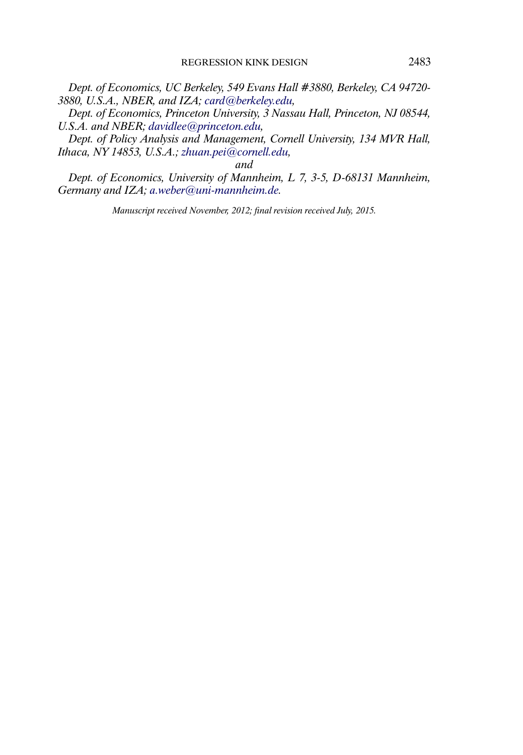*Dept. of Economics, UC Berkeley, 549 Evans Hall #3880, Berkeley, CA 94720-3880, U.S.A., NBER, and IZA; card@berkeley.edu,*

*Dept. of Economics, Princeton University, 3 Nassau Hall, Princeton, NJ 08544, U.S.A. and NBER; davidlee@princeton.edu,*

*Dept. of Policy Analysis and Management, Cornell University, 134 MVR Hall, Ithaca, NY 14853, U.S.A.; zhuan.pei@cornell.edu,*

*and*

*Dept. of Economics, University of Mannheim, L 7, 3-5, D-68131 Mannheim, Germany and IZA; a.weber@uni-mannheim.de.*

*Manuscript received November, 2012; final revision received July, 2015.*